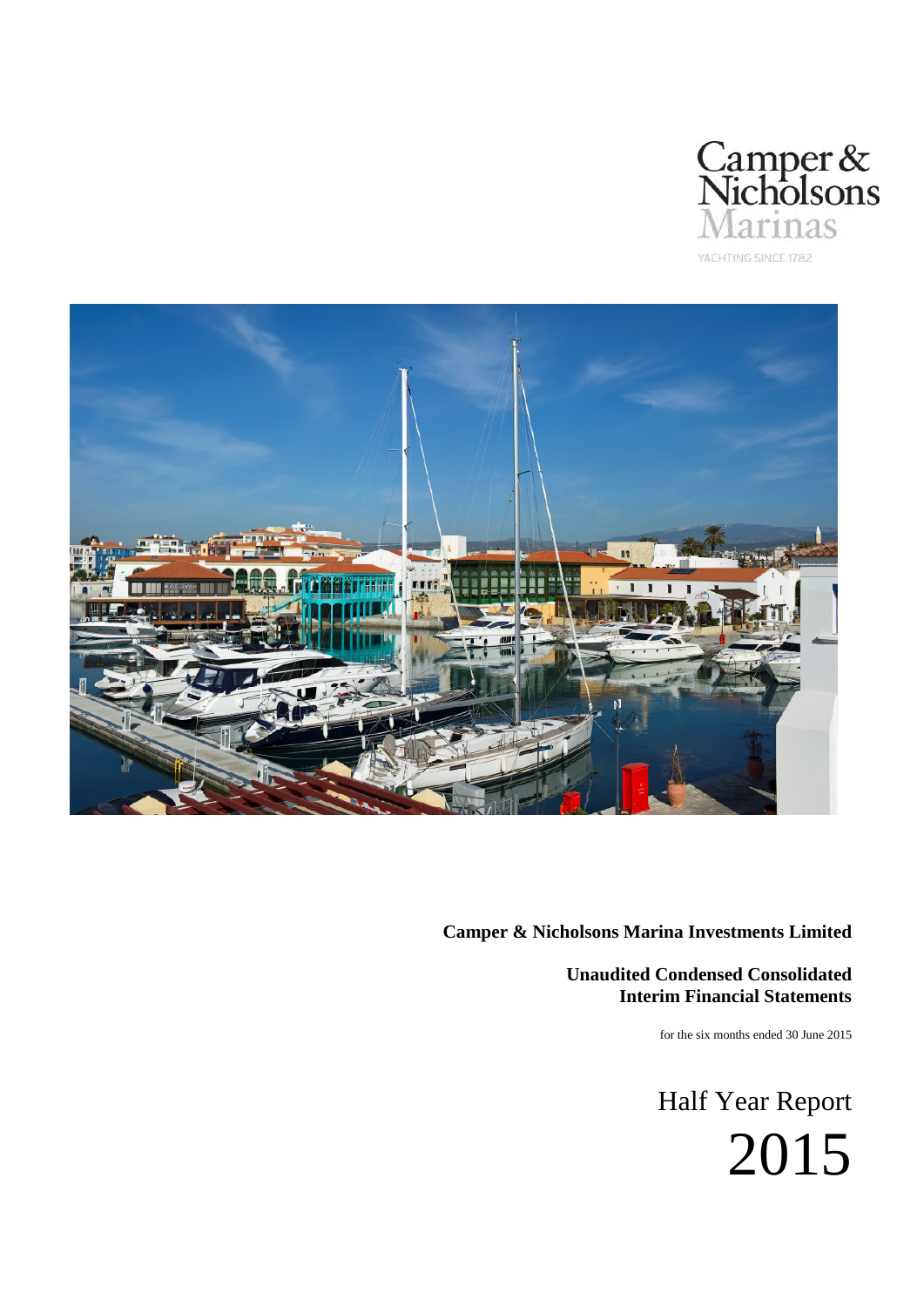Camper & Nicholsons Marinas

YACHTING SINCE 1782

**Camper & Nicholsons Marina Investments Limited**

**Unaudited Condensed Consolidated Interim Financial Statements**

for the six months ended 30 June 2015

# Half Year Report 2015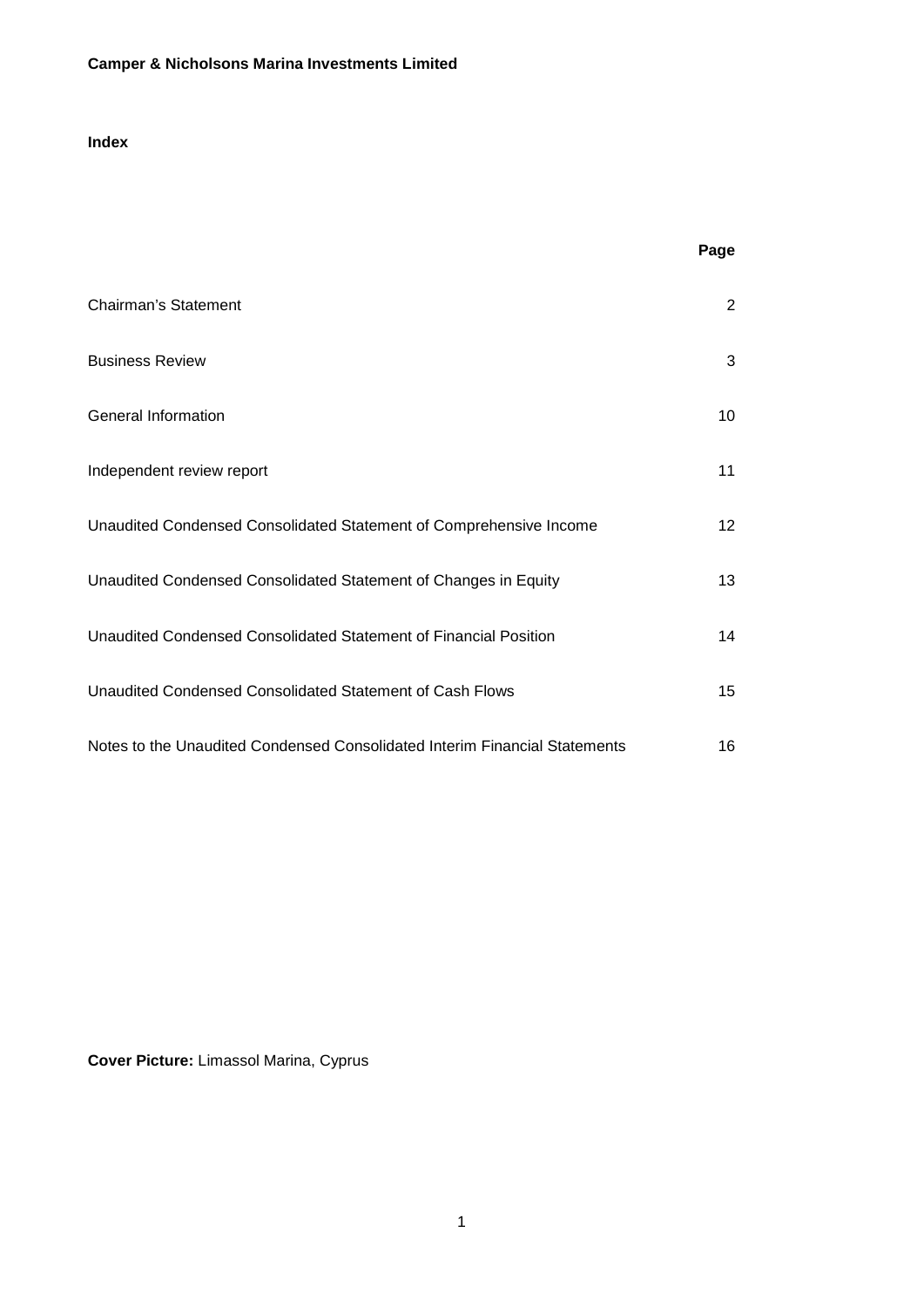**Camper & Nicholsons Marina Investments Limited**

**Index**

| | Page |
|---|---|
| Chairman's Statement | 2 |
| Business Review | 3 |
| General Information | 10 |
| Independent review report | 11 |
| Unaudited Condensed Consolidated Statement of Comprehensive Income | 12 |
| Unaudited Condensed Consolidated Statement of Changes in Equity | 13 |
| Unaudited Condensed Consolidated Statement of Financial Position | 14 |
| Unaudited Condensed Consolidated Statement of Cash Flows | 15 |
| Notes to the Unaudited Condensed Consolidated Interim Financial Statements | 16 |

**Cover Picture:** Limassol Marina, Cyprus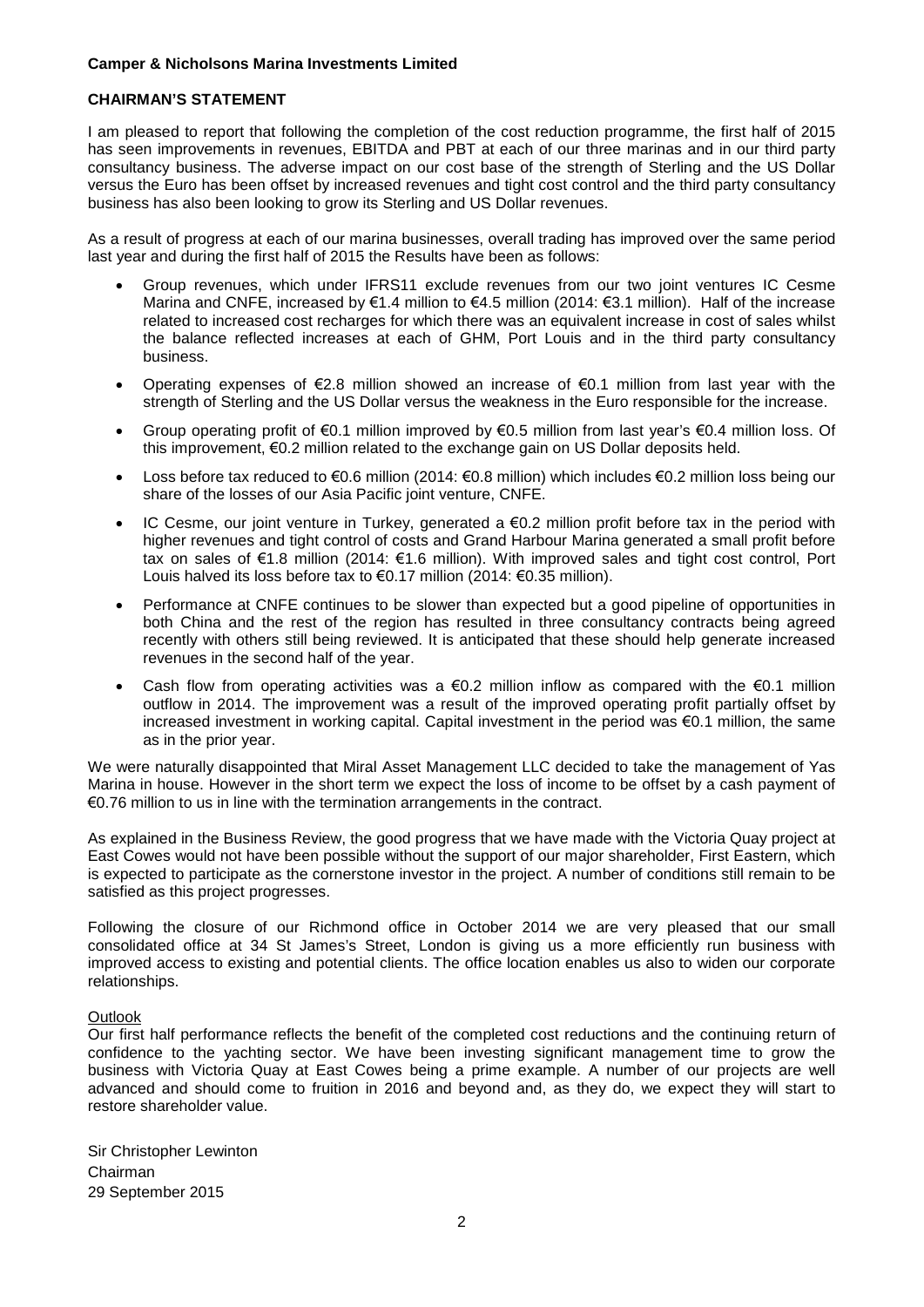**Camper & Nicholsons Marina Investments Limited**

## CHAIRMAN'S STATEMENT

I am pleased to report that following the completion of the cost reduction programme, the first half of 2015 has seen improvements in revenues, EBITDA and PBT at each of our three marinas and in our third party consultancy business. The adverse impact on our cost base of the strength of Sterling and the US Dollar versus the Euro has been offset by increased revenues and tight cost control and the third party consultancy business has also been looking to grow its Sterling and US Dollar revenues.

As a result of progress at each of our marina businesses, overall trading has improved over the same period last year and during the first half of 2015 the Results have been as follows:

- Group revenues, which under IFRS11 exclude revenues from our two joint ventures IC Cesme Marina and CNFE, increased by €1.4 million to €4.5 million (2014: €3.1 million). Half of the increase related to increased cost recharges for which there was an equivalent increase in cost of sales whilst the balance reflected increases at each of GHM, Port Louis and in the third party consultancy business.
- Operating expenses of €2.8 million showed an increase of €0.1 million from last year with the strength of Sterling and the US Dollar versus the weakness in the Euro responsible for the increase.
- Group operating profit of €0.1 million improved by €0.5 million from last year's €0.4 million loss. Of this improvement, €0.2 million related to the exchange gain on US Dollar deposits held.
- Loss before tax reduced to €0.6 million (2014: €0.8 million) which includes €0.2 million loss being our share of the losses of our Asia Pacific joint venture, CNFE.
- IC Cesme, our joint venture in Turkey, generated a €0.2 million profit before tax in the period with higher revenues and tight control of costs and Grand Harbour Marina generated a small profit before tax on sales of €1.8 million (2014: €1.6 million). With improved sales and tight cost control, Port Louis halved its loss before tax to €0.17 million (2014: €0.35 million).
- Performance at CNFE continues to be slower than expected but a good pipeline of opportunities in both China and the rest of the region has resulted in three consultancy contracts being agreed recently with others still being reviewed. It is anticipated that these should help generate increased revenues in the second half of the year.
- Cash flow from operating activities was a €0.2 million inflow as compared with the €0.1 million outflow in 2014. The improvement was a result of the improved operating profit partially offset by increased investment in working capital. Capital investment in the period was €0.1 million, the same as in the prior year.

We were naturally disappointed that Miral Asset Management LLC decided to take the management of Yas Marina in house. However in the short term we expect the loss of income to be offset by a cash payment of €0.76 million to us in line with the termination arrangements in the contract.

As explained in the Business Review, the good progress that we have made with the Victoria Quay project at East Cowes would not have been possible without the support of our major shareholder, First Eastern, which is expected to participate as the cornerstone investor in the project. A number of conditions still remain to be satisfied as this project progresses.

Following the closure of our Richmond office in October 2014 we are very pleased that our small consolidated office at 34 St James's Street, London is giving us a more efficiently run business with improved access to existing and potential clients. The office location enables us also to widen our corporate relationships.

### Outlook

Our first half performance reflects the benefit of the completed cost reductions and the continuing return of confidence to the yachting sector. We have been investing significant management time to grow the business with Victoria Quay at East Cowes being a prime example. A number of our projects are well advanced and should come to fruition in 2016 and beyond and, as they do, we expect they will start to restore shareholder value.

Sir Christopher Lewinton
Chairman
29 September 2015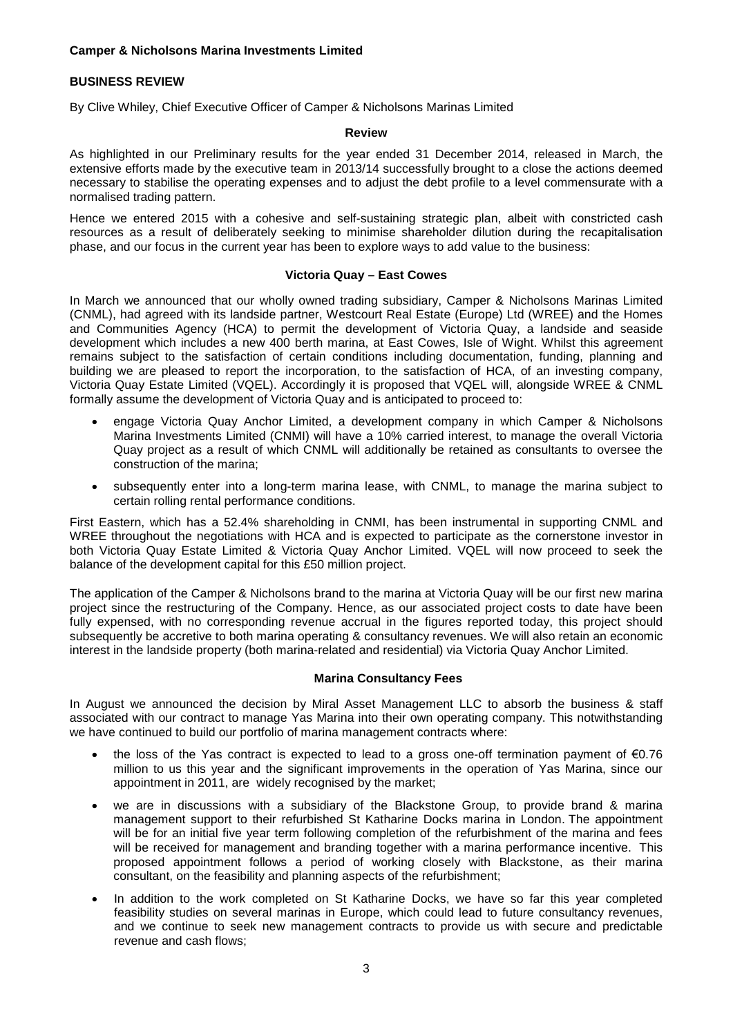**Camper & Nicholsons Marina Investments Limited**

## BUSINESS REVIEW

By Clive Whiley, Chief Executive Officer of Camper & Nicholsons Marinas Limited

### Review

As highlighted in our Preliminary results for the year ended 31 December 2014, released in March, the extensive efforts made by the executive team in 2013/14 successfully brought to a close the actions deemed necessary to stabilise the operating expenses and to adjust the debt profile to a level commensurate with a normalised trading pattern.

Hence we entered 2015 with a cohesive and self-sustaining strategic plan, albeit with constricted cash resources as a result of deliberately seeking to minimise shareholder dilution during the recapitalisation phase, and our focus in the current year has been to explore ways to add value to the business:

### Victoria Quay – East Cowes

In March we announced that our wholly owned trading subsidiary, Camper & Nicholsons Marinas Limited (CNML), had agreed with its landside partner, Westcourt Real Estate (Europe) Ltd (WREE) and the Homes and Communities Agency (HCA) to permit the development of Victoria Quay, a landside and seaside development which includes a new 400 berth marina, at East Cowes, Isle of Wight. Whilst this agreement remains subject to the satisfaction of certain conditions including documentation, funding, planning and building we are pleased to report the incorporation, to the satisfaction of HCA, of an investing company, Victoria Quay Estate Limited (VQEL). Accordingly it is proposed that VQEL will, alongside WREE & CNML formally assume the development of Victoria Quay and is anticipated to proceed to:

- engage Victoria Quay Anchor Limited, a development company in which Camper & Nicholsons Marina Investments Limited (CNMI) will have a 10% carried interest, to manage the overall Victoria Quay project as a result of which CNML will additionally be retained as consultants to oversee the construction of the marina;
- subsequently enter into a long-term marina lease, with CNML, to manage the marina subject to certain rolling rental performance conditions.

First Eastern, which has a 52.4% shareholding in CNMI, has been instrumental in supporting CNML and WREE throughout the negotiations with HCA and is expected to participate as the cornerstone investor in both Victoria Quay Estate Limited & Victoria Quay Anchor Limited. VQEL will now proceed to seek the balance of the development capital for this £50 million project.

The application of the Camper & Nicholsons brand to the marina at Victoria Quay will be our first new marina project since the restructuring of the Company. Hence, as our associated project costs to date have been fully expensed, with no corresponding revenue accrual in the figures reported today, this project should subsequently be accretive to both marina operating & consultancy revenues. We will also retain an economic interest in the landside property (both marina-related and residential) via Victoria Quay Anchor Limited.

### Marina Consultancy Fees

In August we announced the decision by Miral Asset Management LLC to absorb the business & staff associated with our contract to manage Yas Marina into their own operating company. This notwithstanding we have continued to build our portfolio of marina management contracts where:

- the loss of the Yas contract is expected to lead to a gross one-off termination payment of €0.76 million to us this year and the significant improvements in the operation of Yas Marina, since our appointment in 2011, are widely recognised by the market;
- we are in discussions with a subsidiary of the Blackstone Group, to provide brand & marina management support to their refurbished St Katharine Docks marina in London. The appointment will be for an initial five year term following completion of the refurbishment of the marina and fees will be received for management and branding together with a marina performance incentive. This proposed appointment follows a period of working closely with Blackstone, as their marina consultant, on the feasibility and planning aspects of the refurbishment;
- In addition to the work completed on St Katharine Docks, we have so far this year completed feasibility studies on several marinas in Europe, which could lead to future consultancy revenues, and we continue to seek new management contracts to provide us with secure and predictable revenue and cash flows;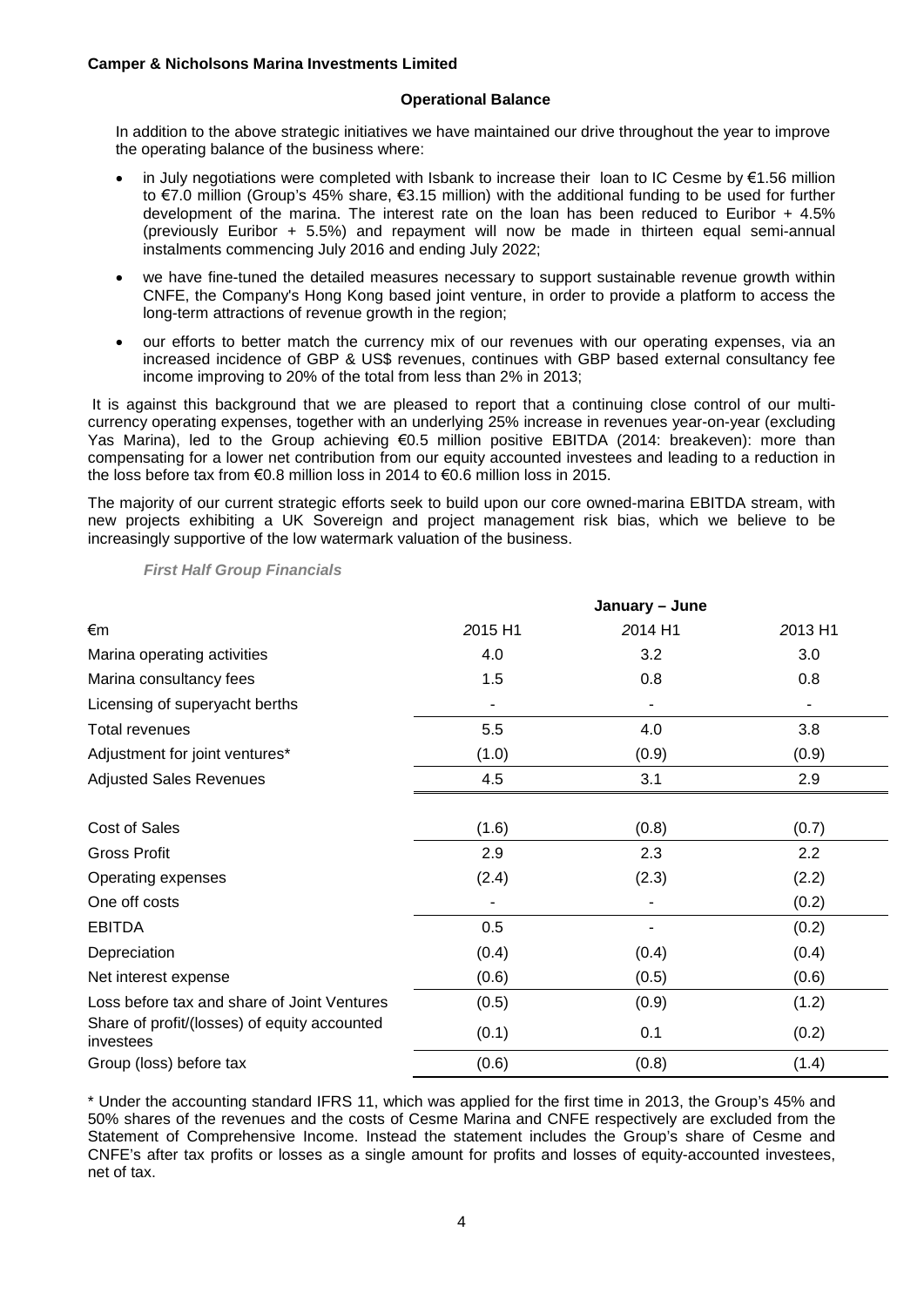**Operational Balance**

In addition to the above strategic initiatives we have maintained our drive throughout the year to improve the operating balance of the business where:

- in July negotiations were completed with Isbank to increase their loan to IC Cesme by €1.56 million to €7.0 million (Group's 45% share, €3.15 million) with the additional funding to be used for further development of the marina. The interest rate on the loan has been reduced to Euribor + 4.5% (previously Euribor + 5.5%) and repayment will now be made in thirteen equal semi-annual instalments commencing July 2016 and ending July 2022;
- we have fine-tuned the detailed measures necessary to support sustainable revenue growth within CNFE, the Company's Hong Kong based joint venture, in order to provide a platform to access the long-term attractions of revenue growth in the region;
- our efforts to better match the currency mix of our revenues with our operating expenses, via an increased incidence of GBP & US$ revenues, continues with GBP based external consultancy fee income improving to 20% of the total from less than 2% in 2013;

It is against this background that we are pleased to report that a continuing close control of our multi-currency operating expenses, together with an underlying 25% increase in revenues year-on-year (excluding Yas Marina), led to the Group achieving €0.5 million positive EBITDA (2014: breakeven): more than compensating for a lower net contribution from our equity accounted investees and leading to a reduction in the loss before tax from €0.8 million loss in 2014 to €0.6 million loss in 2015.

The majority of our current strategic efforts seek to build upon our core owned-marina EBITDA stream, with new projects exhibiting a UK Sovereign and project management risk bias, which we believe to be increasingly supportive of the low watermark valuation of the business.

***First Half Group Financials***

| | January – June | | |
|---|---|---|---|
| €m | *2015 H1* | *2014 H1* | *2013 H1* |
| Marina operating activities | 4.0 | 3.2 | 3.0 |
| Marina consultancy fees | 1.5 | 0.8 | 0.8 |
| Licensing of superyacht berths | - | - | - |
| Total revenues | 5.5 | 4.0 | 3.8 |
| Adjustment for joint ventures* | (1.0) | (0.9) | (0.9) |
| Adjusted Sales Revenues | 4.5 | 3.1 | 2.9 |
| | | | |
| Cost of Sales | (1.6) | (0.8) | (0.7) |
| Gross Profit | 2.9 | 2.3 | 2.2 |
| Operating expenses | (2.4) | (2.3) | (2.2) |
| One off costs | - | - | (0.2) |
| EBITDA | 0.5 | - | (0.2) |
| Depreciation | (0.4) | (0.4) | (0.4) |
| Net interest expense | (0.6) | (0.5) | (0.6) |
| Loss before tax and share of Joint Ventures | (0.5) | (0.9) | (1.2) |
| Share of profit/(losses) of equity accounted investees | (0.1) | 0.1 | (0.2) |
| Group (loss) before tax | (0.6) | (0.8) | (1.4) |

\* Under the accounting standard IFRS 11, which was applied for the first time in 2013, the Group's 45% and 50% shares of the revenues and the costs of Cesme Marina and CNFE respectively are excluded from the Statement of Comprehensive Income. Instead the statement includes the Group's share of Cesme and CNFE's after tax profits or losses as a single amount for profits and losses of equity-accounted investees, net of tax.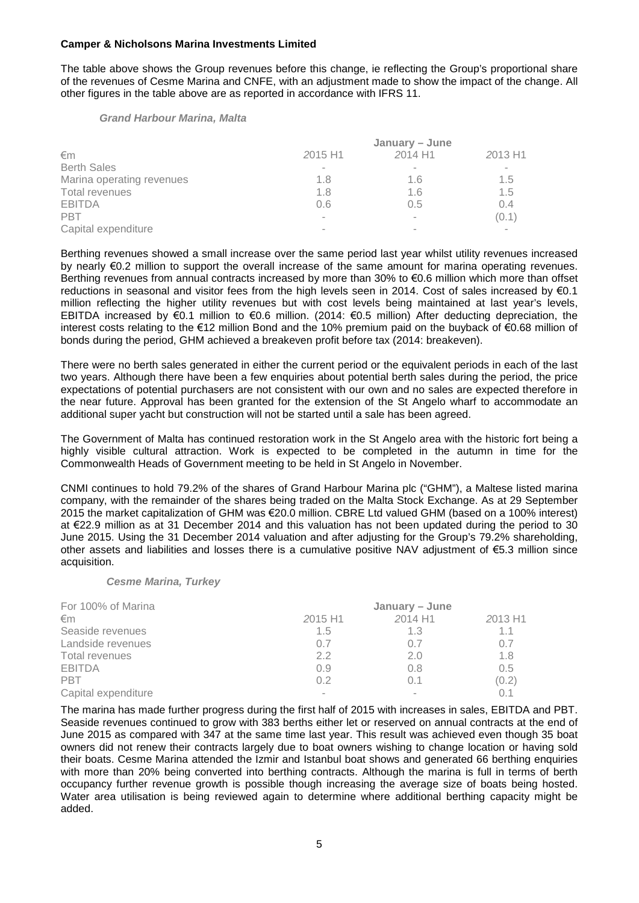**Camper & Nicholsons Marina Investments Limited**

The table above shows the Group revenues before this change, ie reflecting the Group's proportional share of the revenues of Cesme Marina and CNFE, with an adjustment made to show the impact of the change. All other figures in the table above are as reported in accordance with IFRS 11.

### *Grand Harbour Marina, Malta*

| | January – June | | |
|---|---|---|---|
| €m | *2015 H1* | *2014 H1* | *2013 H1* |
| Berth Sales | - | - | - |
| Marina operating revenues | 1.8 | 1.6 | 1.5 |
| Total revenues | 1.8 | 1.6 | 1.5 |
| EBITDA | 0.6 | 0.5 | 0.4 |
| PBT | - | - | (0.1) |
| Capital expenditure | - | - | - |

Berthing revenues showed a small increase over the same period last year whilst utility revenues increased by nearly €0.2 million to support the overall increase of the same amount for marina operating revenues. Berthing revenues from annual contracts increased by more than 30% to €0.6 million which more than offset reductions in seasonal and visitor fees from the high levels seen in 2014. Cost of sales increased by €0.1 million reflecting the higher utility revenues but with cost levels being maintained at last year's levels, EBITDA increased by €0.1 million to €0.6 million. (2014: €0.5 million) After deducting depreciation, the interest costs relating to the €12 million Bond and the 10% premium paid on the buyback of €0.68 million of bonds during the period, GHM achieved a breakeven profit before tax (2014: breakeven).

There were no berth sales generated in either the current period or the equivalent periods in each of the last two years. Although there have been a few enquiries about potential berth sales during the period, the price expectations of potential purchasers are not consistent with our own and no sales are expected therefore in the near future. Approval has been granted for the extension of the St Angelo wharf to accommodate an additional super yacht but construction will not be started until a sale has been agreed.

The Government of Malta has continued restoration work in the St Angelo area with the historic fort being a highly visible cultural attraction. Work is expected to be completed in the autumn in time for the Commonwealth Heads of Government meeting to be held in St Angelo in November.

CNMI continues to hold 79.2% of the shares of Grand Harbour Marina plc ("GHM"), a Maltese listed marina company, with the remainder of the shares being traded on the Malta Stock Exchange. As at 29 September 2015 the market capitalization of GHM was €20.0 million. CBRE Ltd valued GHM (based on a 100% interest) at €22.9 million as at 31 December 2014 and this valuation has not been updated during the period to 30 June 2015. Using the 31 December 2014 valuation and after adjusting for the Group's 79.2% shareholding, other assets and liabilities and losses there is a cumulative positive NAV adjustment of €5.3 million since acquisition.

### *Cesme Marina, Turkey*

| For 100% of Marina | January – June | | |
|---|---|---|---|
| €m | *2015 H1* | *2014 H1* | *2013 H1* |
| Seaside revenues | 1.5 | 1.3 | 1.1 |
| Landside revenues | 0.7 | 0.7 | 0.7 |
| Total revenues | 2.2 | 2.0 | 1.8 |
| EBITDA | 0.9 | 0.8 | 0.5 |
| PBT | 0.2 | 0.1 | (0.2) |
| Capital expenditure | - | - | 0.1 |

The marina has made further progress during the first half of 2015 with increases in sales, EBITDA and PBT. Seaside revenues continued to grow with 383 berths either let or reserved on annual contracts at the end of June 2015 as compared with 347 at the same time last year. This result was achieved even though 35 boat owners did not renew their contracts largely due to boat owners wishing to change location or having sold their boats. Cesme Marina attended the Izmir and Istanbul boat shows and generated 66 berthing enquiries with more than 20% being converted into berthing contracts. Although the marina is full in terms of berth occupancy further revenue growth is possible though increasing the average size of boats being hosted. Water area utilisation is being reviewed again to determine where additional berthing capacity might be added.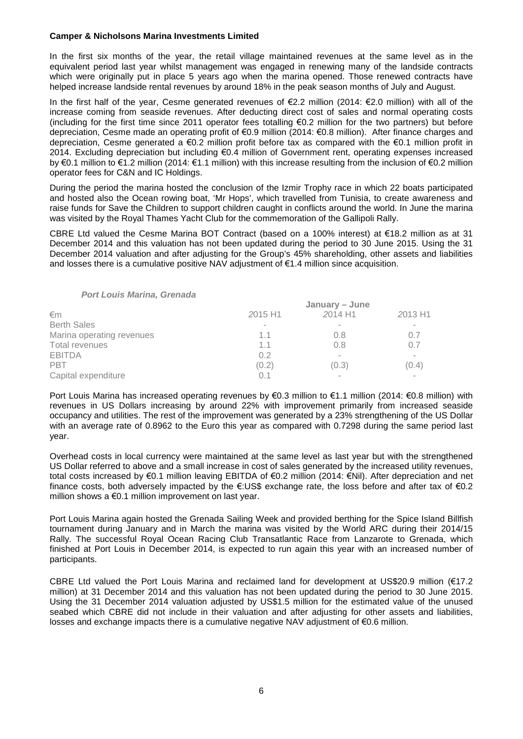In the first six months of the year, the retail village maintained revenues at the same level as in the equivalent period last year whilst management was engaged in renewing many of the landside contracts which were originally put in place 5 years ago when the marina opened. Those renewed contracts have helped increase landside rental revenues by around 18% in the peak season months of July and August.

In the first half of the year, Cesme generated revenues of €2.2 million (2014: €2.0 million) with all of the increase coming from seaside revenues. After deducting direct cost of sales and normal operating costs (including for the first time since 2011 operator fees totalling €0.2 million for the two partners) but before depreciation, Cesme made an operating profit of €0.9 million (2014: €0.8 million). After finance charges and depreciation, Cesme generated a €0.2 million profit before tax as compared with the €0.1 million profit in 2014. Excluding depreciation but including €0.4 million of Government rent, operating expenses increased by €0.1 million to €1.2 million (2014: €1.1 million) with this increase resulting from the inclusion of €0.2 million operator fees for C&N and IC Holdings.

During the period the marina hosted the conclusion of the Izmir Trophy race in which 22 boats participated and hosted also the Ocean rowing boat, 'Mr Hops', which travelled from Tunisia, to create awareness and raise funds for Save the Children to support children caught in conflicts around the world. In June the marina was visited by the Royal Thames Yacht Club for the commemoration of the Gallipoli Rally.

CBRE Ltd valued the Cesme Marina BOT Contract (based on a 100% interest) at €18.2 million as at 31 December 2014 and this valuation has not been updated during the period to 30 June 2015. Using the 31 December 2014 valuation and after adjusting for the Group's 45% shareholding, other assets and liabilities and losses there is a cumulative positive NAV adjustment of €1.4 million since acquisition.

***Port Louis Marina, Grenada***

| | January – June | | |
|---|---|---|---|
| €m | *2015 H1* | *2014 H1* | *2013 H1* |
| Berth Sales | - | - | - |
| Marina operating revenues | 1.1 | 0.8 | 0.7 |
| Total revenues | 1.1 | 0.8 | 0.7 |
| EBITDA | 0.2 | - | - |
| PBT | (0.2) | (0.3) | (0.4) |
| Capital expenditure | 0.1 | - | - |

Port Louis Marina has increased operating revenues by €0.3 million to €1.1 million (2014: €0.8 million) with revenues in US Dollars increasing by around 22% with improvement primarily from increased seaside occupancy and utilities. The rest of the improvement was generated by a 23% strengthening of the US Dollar with an average rate of 0.8962 to the Euro this year as compared with 0.7298 during the same period last year.

Overhead costs in local currency were maintained at the same level as last year but with the strengthened US Dollar referred to above and a small increase in cost of sales generated by the increased utility revenues, total costs increased by €0.1 million leaving EBITDA of €0.2 million (2014: €Nil). After depreciation and net finance costs, both adversely impacted by the €:US$ exchange rate, the loss before and after tax of €0.2 million shows a €0.1 million improvement on last year.

Port Louis Marina again hosted the Grenada Sailing Week and provided berthing for the Spice Island Billfish tournament during January and in March the marina was visited by the World ARC during their 2014/15 Rally. The successful Royal Ocean Racing Club Transatlantic Race from Lanzarote to Grenada, which finished at Port Louis in December 2014, is expected to run again this year with an increased number of participants.

CBRE Ltd valued the Port Louis Marina and reclaimed land for development at US$20.9 million (€17.2 million) at 31 December 2014 and this valuation has not been updated during the period to 30 June 2015. Using the 31 December 2014 valuation adjusted by US$1.5 million for the estimated value of the unused seabed which CBRE did not include in their valuation and after adjusting for other assets and liabilities, losses and exchange impacts there is a cumulative negative NAV adjustment of €0.6 million.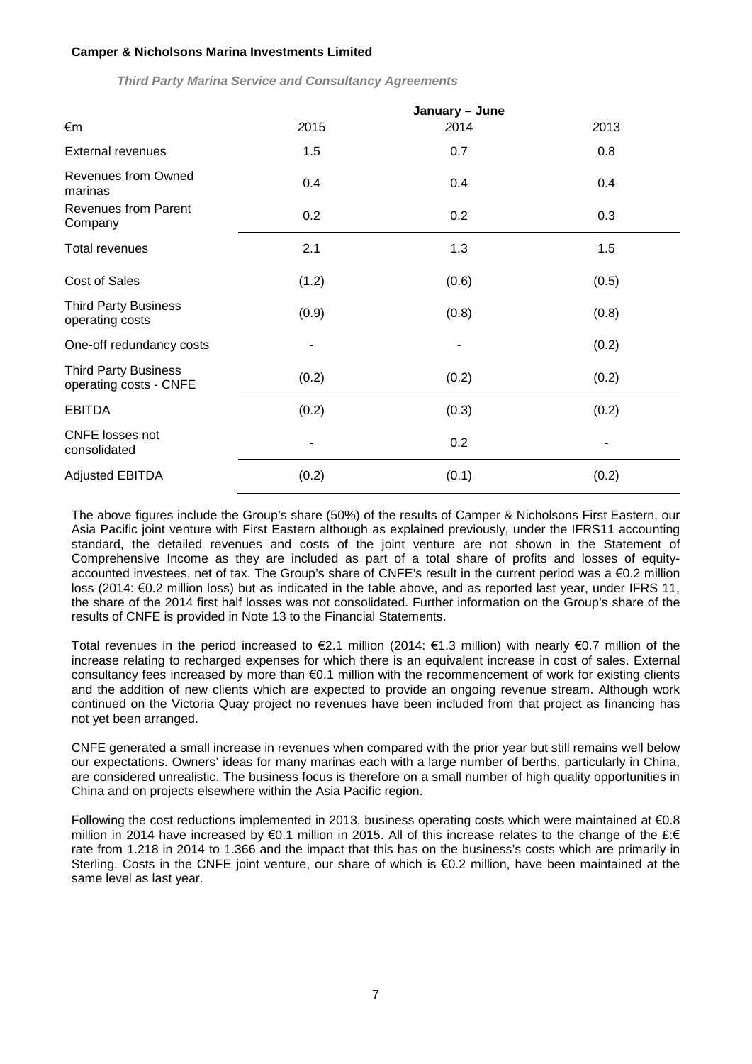***Third Party Marina Service and Consultancy Agreements***

| | January – June | | |
|---|---|---|---|
| €m | *2015* | *2014* | *2013* |
| External revenues | 1.5 | 0.7 | 0.8 |
| Revenues from Owned marinas | 0.4 | 0.4 | 0.4 |
| Revenues from Parent Company | 0.2 | 0.2 | 0.3 |
| Total revenues | 2.1 | 1.3 | 1.5 |
| Cost of Sales | (1.2) | (0.6) | (0.5) |
| Third Party Business operating costs | (0.9) | (0.8) | (0.8) |
| One-off redundancy costs | - | - | (0.2) |
| Third Party Business operating costs - CNFE | (0.2) | (0.2) | (0.2) |
| EBITDA | (0.2) | (0.3) | (0.2) |
| CNFE losses not consolidated | - | 0.2 | - |
| Adjusted EBITDA | (0.2) | (0.1) | (0.2) |

The above figures include the Group's share (50%) of the results of Camper & Nicholsons First Eastern, our Asia Pacific joint venture with First Eastern although as explained previously, under the IFRS11 accounting standard, the detailed revenues and costs of the joint venture are not shown in the Statement of Comprehensive Income as they are included as part of a total share of profits and losses of equity-accounted investees, net of tax. The Group's share of CNFE's result in the current period was a €0.2 million loss (2014: €0.2 million loss) but as indicated in the table above, and as reported last year, under IFRS 11, the share of the 2014 first half losses was not consolidated. Further information on the Group's share of the results of CNFE is provided in Note 13 to the Financial Statements.

Total revenues in the period increased to €2.1 million (2014: €1.3 million) with nearly €0.7 million of the increase relating to recharged expenses for which there is an equivalent increase in cost of sales. External consultancy fees increased by more than €0.1 million with the recommencement of work for existing clients and the addition of new clients which are expected to provide an ongoing revenue stream. Although work continued on the Victoria Quay project no revenues have been included from that project as financing has not yet been arranged.

CNFE generated a small increase in revenues when compared with the prior year but still remains well below our expectations. Owners' ideas for many marinas each with a large number of berths, particularly in China, are considered unrealistic. The business focus is therefore on a small number of high quality opportunities in China and on projects elsewhere within the Asia Pacific region.

Following the cost reductions implemented in 2013, business operating costs which were maintained at €0.8 million in 2014 have increased by €0.1 million in 2015. All of this increase relates to the change of the £:€ rate from 1.218 in 2014 to 1.366 and the impact that this has on the business's costs which are primarily in Sterling. Costs in the CNFE joint venture, our share of which is €0.2 million, have been maintained at the same level as last year.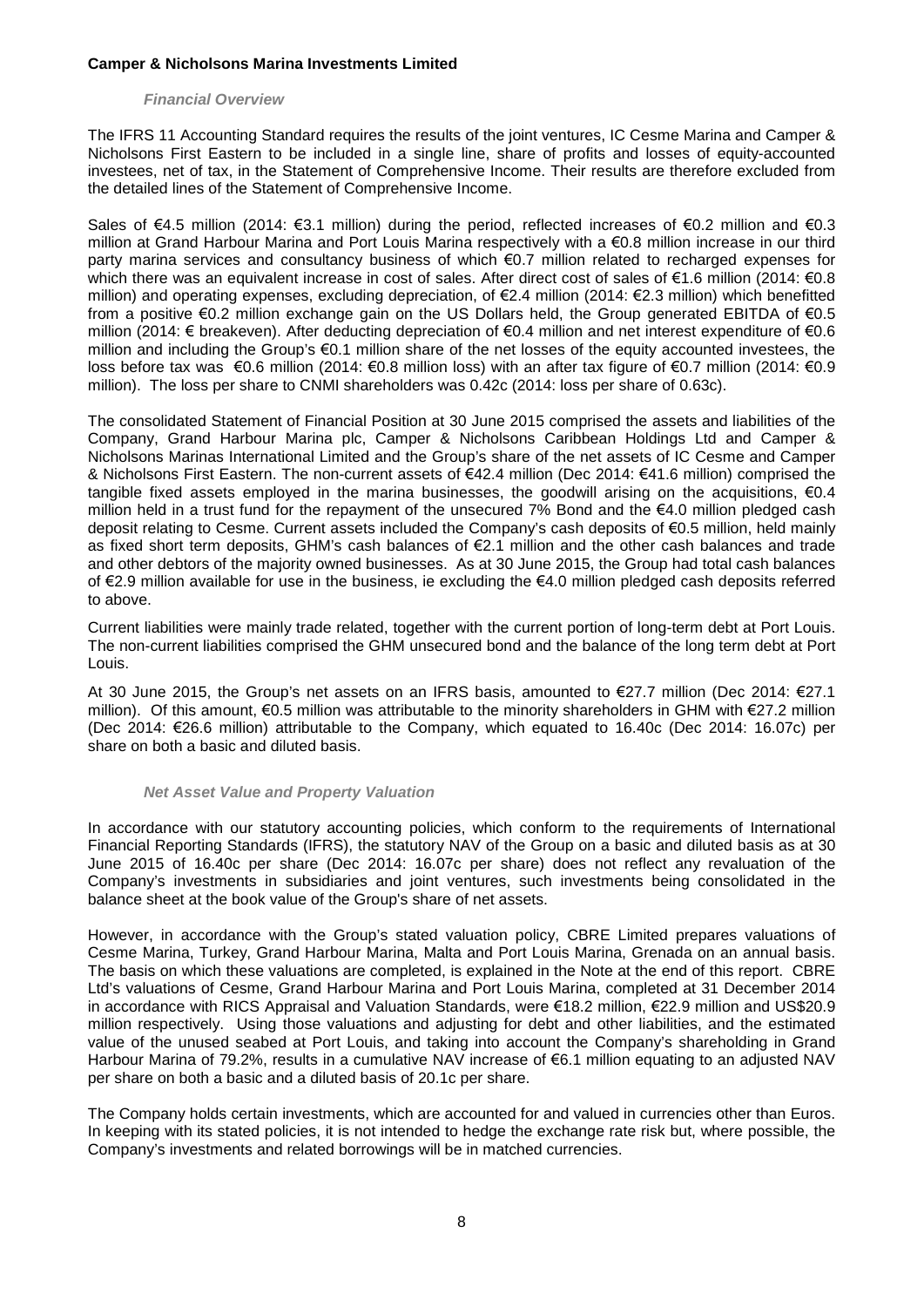### *Financial Overview*

The IFRS 11 Accounting Standard requires the results of the joint ventures, IC Cesme Marina and Camper & Nicholsons First Eastern to be included in a single line, share of profits and losses of equity-accounted investees, net of tax, in the Statement of Comprehensive Income. Their results are therefore excluded from the detailed lines of the Statement of Comprehensive Income.

Sales of €4.5 million (2014: €3.1 million) during the period, reflected increases of €0.2 million and €0.3 million at Grand Harbour Marina and Port Louis Marina respectively with a €0.8 million increase in our third party marina services and consultancy business of which €0.7 million related to recharged expenses for which there was an equivalent increase in cost of sales. After direct cost of sales of €1.6 million (2014: €0.8 million) and operating expenses, excluding depreciation, of €2.4 million (2014: €2.3 million) which benefitted from a positive €0.2 million exchange gain on the US Dollars held, the Group generated EBITDA of €0.5 million (2014: € breakeven). After deducting depreciation of €0.4 million and net interest expenditure of €0.6 million and including the Group's €0.1 million share of the net losses of the equity accounted investees, the loss before tax was €0.6 million (2014: €0.8 million loss) with an after tax figure of €0.7 million (2014: €0.9 million). The loss per share to CNMI shareholders was 0.42c (2014: loss per share of 0.63c).

The consolidated Statement of Financial Position at 30 June 2015 comprised the assets and liabilities of the Company, Grand Harbour Marina plc, Camper & Nicholsons Caribbean Holdings Ltd and Camper & Nicholsons Marinas International Limited and the Group's share of the net assets of IC Cesme and Camper & Nicholsons First Eastern. The non-current assets of €42.4 million (Dec 2014: €41.6 million) comprised the tangible fixed assets employed in the marina businesses, the goodwill arising on the acquisitions, €0.4 million held in a trust fund for the repayment of the unsecured 7% Bond and the €4.0 million pledged cash deposit relating to Cesme. Current assets included the Company's cash deposits of €0.5 million, held mainly as fixed short term deposits, GHM's cash balances of €2.1 million and the other cash balances and trade and other debtors of the majority owned businesses. As at 30 June 2015, the Group had total cash balances of €2.9 million available for use in the business, ie excluding the €4.0 million pledged cash deposits referred to above.

Current liabilities were mainly trade related, together with the current portion of long-term debt at Port Louis. The non-current liabilities comprised the GHM unsecured bond and the balance of the long term debt at Port Louis.

At 30 June 2015, the Group's net assets on an IFRS basis, amounted to €27.7 million (Dec 2014: €27.1 million). Of this amount, €0.5 million was attributable to the minority shareholders in GHM with €27.2 million (Dec 2014: €26.6 million) attributable to the Company, which equated to 16.40c (Dec 2014: 16.07c) per share on both a basic and diluted basis.

### *Net Asset Value and Property Valuation*

In accordance with our statutory accounting policies, which conform to the requirements of International Financial Reporting Standards (IFRS), the statutory NAV of the Group on a basic and diluted basis as at 30 June 2015 of 16.40c per share (Dec 2014: 16.07c per share) does not reflect any revaluation of the Company's investments in subsidiaries and joint ventures, such investments being consolidated in the balance sheet at the book value of the Group's share of net assets.

However, in accordance with the Group's stated valuation policy, CBRE Limited prepares valuations of Cesme Marina, Turkey, Grand Harbour Marina, Malta and Port Louis Marina, Grenada on an annual basis. The basis on which these valuations are completed, is explained in the Note at the end of this report. CBRE Ltd's valuations of Cesme, Grand Harbour Marina and Port Louis Marina, completed at 31 December 2014 in accordance with RICS Appraisal and Valuation Standards, were €18.2 million, €22.9 million and US$20.9 million respectively. Using those valuations and adjusting for debt and other liabilities, and the estimated value of the unused seabed at Port Louis, and taking into account the Company's shareholding in Grand Harbour Marina of 79.2%, results in a cumulative NAV increase of €6.1 million equating to an adjusted NAV per share on both a basic and a diluted basis of 20.1c per share.

The Company holds certain investments, which are accounted for and valued in currencies other than Euros. In keeping with its stated policies, it is not intended to hedge the exchange rate risk but, where possible, the Company's investments and related borrowings will be in matched currencies.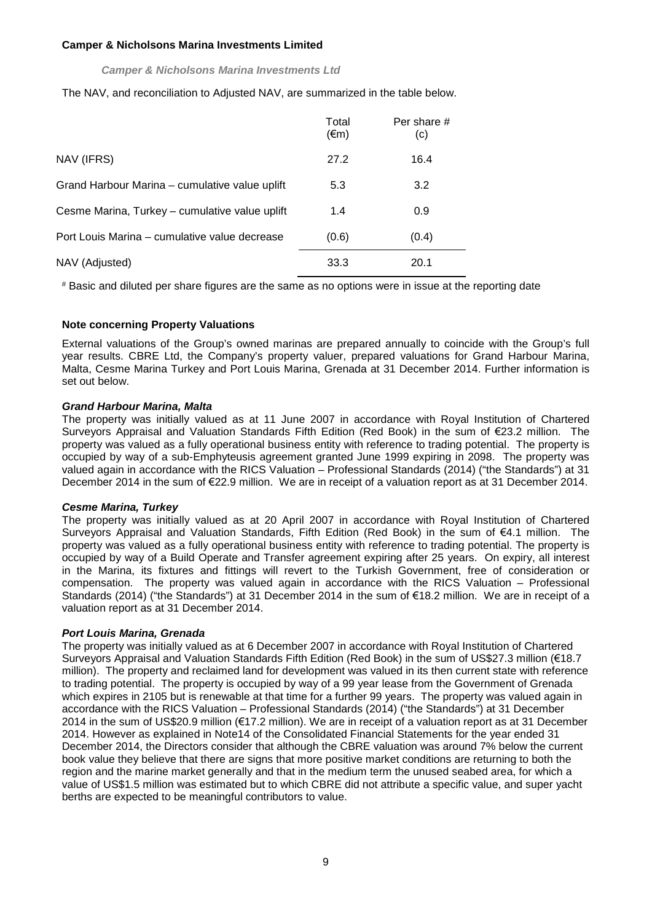**Camper & Nicholsons Marina Investments Limited**

***Camper & Nicholsons Marina Investments Ltd***

The NAV, and reconciliation to Adjusted NAV, are summarized in the table below.

| | Total (€m) | Per share # (c) |
|---|---|---|
| NAV (IFRS) | 27.2 | 16.4 |
| Grand Harbour Marina – cumulative value uplift | 5.3 | 3.2 |
| Cesme Marina, Turkey – cumulative value uplift | 1.4 | 0.9 |
| Port Louis Marina – cumulative value decrease | (0.6) | (0.4) |
| NAV (Adjusted) | 33.3 | 20.1 |

# Basic and diluted per share figures are the same as no options were in issue at the reporting date

**Note concerning Property Valuations**

External valuations of the Group's owned marinas are prepared annually to coincide with the Group's full year results. CBRE Ltd, the Company's property valuer, prepared valuations for Grand Harbour Marina, Malta, Cesme Marina Turkey and Port Louis Marina, Grenada at 31 December 2014. Further information is set out below.

***Grand Harbour Marina, Malta***

The property was initially valued as at 11 June 2007 in accordance with Royal Institution of Chartered Surveyors Appraisal and Valuation Standards Fifth Edition (Red Book) in the sum of €23.2 million. The property was valued as a fully operational business entity with reference to trading potential. The property is occupied by way of a sub-Emphyteusis agreement granted June 1999 expiring in 2098. The property was valued again in accordance with the RICS Valuation – Professional Standards (2014) ("the Standards") at 31 December 2014 in the sum of €22.9 million. We are in receipt of a valuation report as at 31 December 2014.

***Cesme Marina, Turkey***

The property was initially valued as at 20 April 2007 in accordance with Royal Institution of Chartered Surveyors Appraisal and Valuation Standards, Fifth Edition (Red Book) in the sum of €4.1 million. The property was valued as a fully operational business entity with reference to trading potential. The property is occupied by way of a Build Operate and Transfer agreement expiring after 25 years. On expiry, all interest in the Marina, its fixtures and fittings will revert to the Turkish Government, free of consideration or compensation. The property was valued again in accordance with the RICS Valuation – Professional Standards (2014) ("the Standards") at 31 December 2014 in the sum of €18.2 million. We are in receipt of a valuation report as at 31 December 2014.

***Port Louis Marina, Grenada***

The property was initially valued as at 6 December 2007 in accordance with Royal Institution of Chartered Surveyors Appraisal and Valuation Standards Fifth Edition (Red Book) in the sum of US$27.3 million (€18.7 million). The property and reclaimed land for development was valued in its then current state with reference to trading potential. The property is occupied by way of a 99 year lease from the Government of Grenada which expires in 2105 but is renewable at that time for a further 99 years. The property was valued again in accordance with the RICS Valuation – Professional Standards (2014) ("the Standards") at 31 December 2014 in the sum of US$20.9 million (€17.2 million). We are in receipt of a valuation report as at 31 December 2014. However as explained in Note14 of the Consolidated Financial Statements for the year ended 31 December 2014, the Directors consider that although the CBRE valuation was around 7% below the current book value they believe that there are signs that more positive market conditions are returning to both the region and the marine market generally and that in the medium term the unused seabed area, for which a value of US$1.5 million was estimated but to which CBRE did not attribute a specific value, and super yacht berths are expected to be meaningful contributors to value.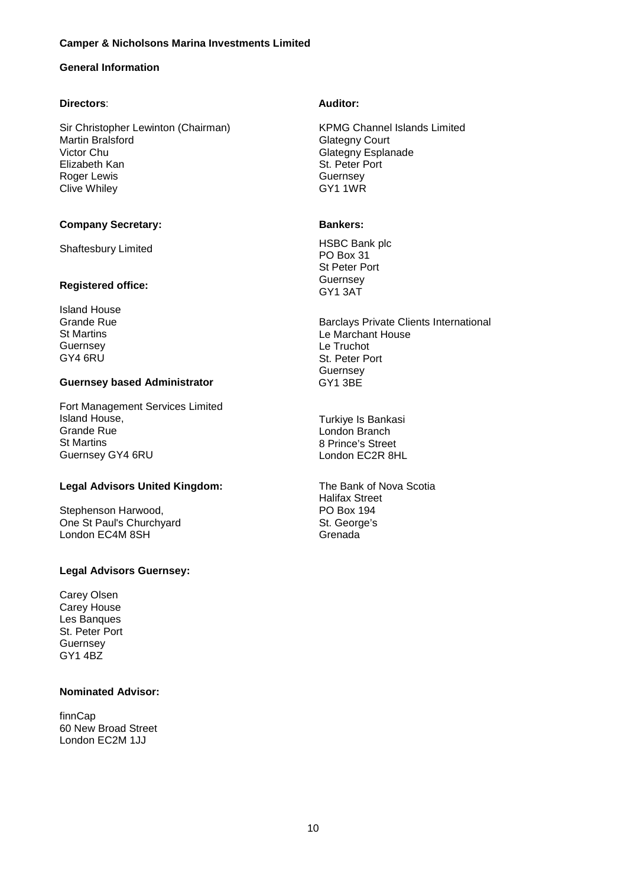**Camper & Nicholsons Marina Investments Limited**

## General Information

**Directors**:

Sir Christopher Lewinton (Chairman)
Martin Bralsford
Victor Chu
Elizabeth Kan
Roger Lewis
Clive Whiley

**Company Secretary:**

Shaftesbury Limited

**Registered office:**

Island House
Grande Rue
St Martins
Guernsey
GY4 6RU

**Guernsey based Administrator**

Fort Management Services Limited
Island House,
Grande Rue
St Martins
Guernsey GY4 6RU

**Legal Advisors United Kingdom:**

Stephenson Harwood,
One St Paul's Churchyard
London EC4M 8SH

**Legal Advisors Guernsey:**

Carey Olsen
Carey House
Les Banques
St. Peter Port
Guernsey
GY1 4BZ

**Nominated Advisor:**

finnCap
60 New Broad Street
London EC2M 1JJ

**Auditor:**

KPMG Channel Islands Limited
Glategny Court
Glategny Esplanade
St. Peter Port
Guernsey
GY1 1WR

**Bankers:**

HSBC Bank plc
PO Box 31
St Peter Port
Guernsey
GY1 3AT

Barclays Private Clients International
Le Marchant House
Le Truchot
St. Peter Port
Guernsey
GY1 3BE

Turkiye Is Bankasi
London Branch
8 Prince's Street
London EC2R 8HL

The Bank of Nova Scotia
Halifax Street
PO Box 194
St. George's
Grenada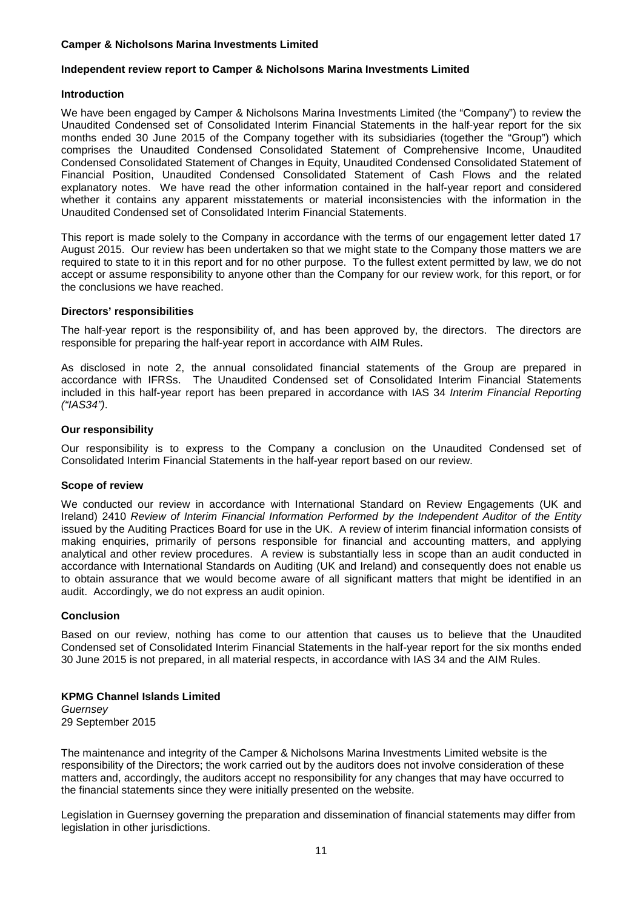**Camper & Nicholsons Marina Investments Limited**

## Independent review report to Camper & Nicholsons Marina Investments Limited

### Introduction

We have been engaged by Camper & Nicholsons Marina Investments Limited (the "Company") to review the Unaudited Condensed set of Consolidated Interim Financial Statements in the half-year report for the six months ended 30 June 2015 of the Company together with its subsidiaries (together the "Group") which comprises the Unaudited Condensed Consolidated Statement of Comprehensive Income, Unaudited Condensed Consolidated Statement of Changes in Equity, Unaudited Condensed Consolidated Statement of Financial Position, Unaudited Condensed Consolidated Statement of Cash Flows and the related explanatory notes. We have read the other information contained in the half-year report and considered whether it contains any apparent misstatements or material inconsistencies with the information in the Unaudited Condensed set of Consolidated Interim Financial Statements.

This report is made solely to the Company in accordance with the terms of our engagement letter dated 17 August 2015. Our review has been undertaken so that we might state to the Company those matters we are required to state to it in this report and for no other purpose. To the fullest extent permitted by law, we do not accept or assume responsibility to anyone other than the Company for our review work, for this report, or for the conclusions we have reached.

### Directors' responsibilities

The half-year report is the responsibility of, and has been approved by, the directors. The directors are responsible for preparing the half-year report in accordance with AIM Rules.

As disclosed in note 2, the annual consolidated financial statements of the Group are prepared in accordance with IFRSs. The Unaudited Condensed set of Consolidated Interim Financial Statements included in this half-year report has been prepared in accordance with IAS 34 *Interim Financial Reporting ("IAS34")*.

### Our responsibility

Our responsibility is to express to the Company a conclusion on the Unaudited Condensed set of Consolidated Interim Financial Statements in the half-year report based on our review.

### Scope of review

We conducted our review in accordance with International Standard on Review Engagements (UK and Ireland) 2410 *Review of Interim Financial Information Performed by the Independent Auditor of the Entity* issued by the Auditing Practices Board for use in the UK. A review of interim financial information consists of making enquiries, primarily of persons responsible for financial and accounting matters, and applying analytical and other review procedures. A review is substantially less in scope than an audit conducted in accordance with International Standards on Auditing (UK and Ireland) and consequently does not enable us to obtain assurance that we would become aware of all significant matters that might be identified in an audit. Accordingly, we do not express an audit opinion.

### Conclusion

Based on our review, nothing has come to our attention that causes us to believe that the Unaudited Condensed set of Consolidated Interim Financial Statements in the half-year report for the six months ended 30 June 2015 is not prepared, in all material respects, in accordance with IAS 34 and the AIM Rules.

**KPMG Channel Islands Limited**
*Guernsey*
29 September 2015

The maintenance and integrity of the Camper & Nicholsons Marina Investments Limited website is the responsibility of the Directors; the work carried out by the auditors does not involve consideration of these matters and, accordingly, the auditors accept no responsibility for any changes that may have occurred to the financial statements since they were initially presented on the website.

Legislation in Guernsey governing the preparation and dissemination of financial statements may differ from legislation in other jurisdictions.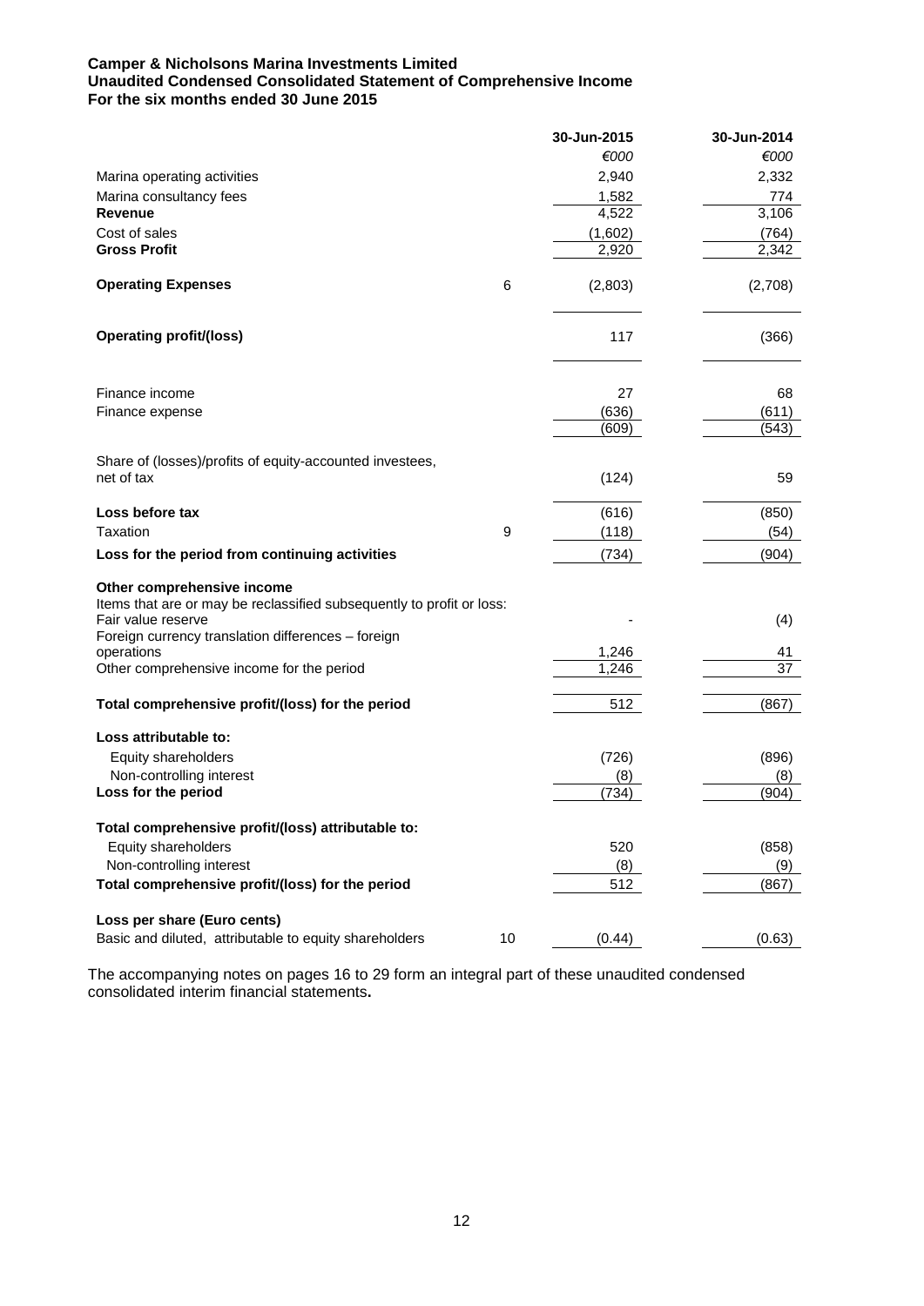**Camper & Nicholsons Marina Investments Limited**
**Unaudited Condensed Consolidated Statement of Comprehensive Income**
**For the six months ended 30 June 2015**

| | | 30-Jun-2015 | 30-Jun-2014 |
|---|---|---|---|
| | | *€000* | *€000* |
| Marina operating activities | | 2,940 | 2,332 |
| Marina consultancy fees | | 1,582 | 774 |
| **Revenue** | | 4,522 | 3,106 |
| Cost of sales | | (1,602) | (764) |
| **Gross Profit** | | 2,920 | 2,342 |
| **Operating Expenses** | 6 | (2,803) | (2,708) |
| **Operating profit/(loss)** | | 117 | (366) |
| Finance income | | 27 | 68 |
| Finance expense | | (636) | (611) |
| | | (609) | (543) |
| Share of (losses)/profits of equity-accounted investees, net of tax | | (124) | 59 |
| **Loss before tax** | | (616) | (850) |
| Taxation | 9 | (118) | (54) |
| **Loss for the period from continuing activities** | | (734) | (904) |
| **Other comprehensive income** | | | |
| Items that are or may be reclassified subsequently to profit or loss: | | | |
| Fair value reserve | | - | (4) |
| Foreign currency translation differences – foreign operations | | 1,246 | 41 |
| Other comprehensive income for the period | | 1,246 | 37 |
| **Total comprehensive profit/(loss) for the period** | | 512 | (867) |
| **Loss attributable to:** | | | |
| Equity shareholders | | (726) | (896) |
| Non-controlling interest | | (8) | (8) |
| **Loss for the period** | | (734) | (904) |
| **Total comprehensive profit/(loss) attributable to:** | | | |
| Equity shareholders | | 520 | (858) |
| Non-controlling interest | | (8) | (9) |
| **Total comprehensive profit/(loss) for the period** | | 512 | (867) |
| **Loss per share (Euro cents)** | | | |
| Basic and diluted, attributable to equity shareholders | 10 | (0.44) | (0.63) |

The accompanying notes on pages 16 to 29 form an integral part of these unaudited condensed consolidated interim financial statements**.**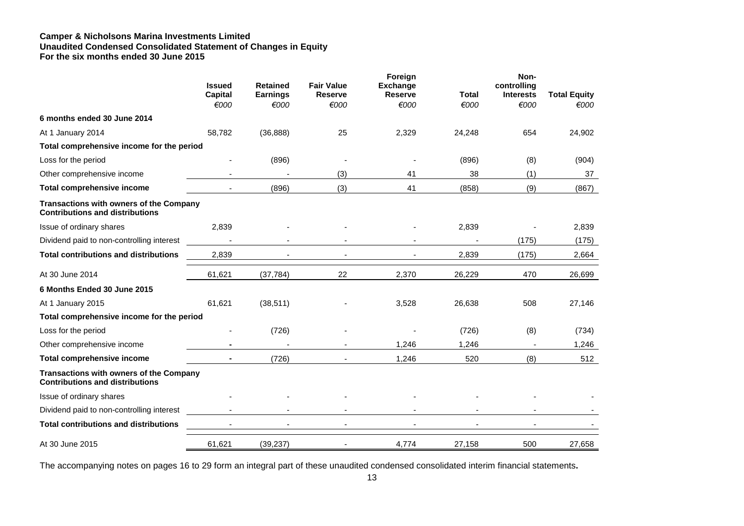**Camper & Nicholsons Marina Investments Limited**
**Unaudited Condensed Consolidated Statement of Changes in Equity**
**For the six months ended 30 June 2015**

| | Issued Capital | Retained Earnings | Fair Value Reserve | Foreign Exchange Reserve | Total | Non-controlling Interests | Total Equity |
|---|---|---|---|---|---|---|---|
| | *€000* | *€000* | *€000* | *€000* | *€000* | *€000* | *€000* |
| **6 months ended 30 June 2014** | | | | | | | |
| At 1 January 2014 | 58,782 | (36,888) | 25 | 2,329 | 24,248 | 654 | 24,902 |
| **Total comprehensive income for the period** | | | | | | | |
| Loss for the period | - | (896) | - | - | (896) | (8) | (904) |
| Other comprehensive income | - | - | (3) | 41 | 38 | (1) | 37 |
| **Total comprehensive income** | - | (896) | (3) | 41 | (858) | (9) | (867) |
| **Transactions with owners of the Company Contributions and distributions** | | | | | | | |
| Issue of ordinary shares | 2,839 | - | - | - | 2,839 | - | 2,839 |
| Dividend paid to non-controlling interest | - | - | - | - | - | (175) | (175) |
| **Total contributions and distributions** | 2,839 | - | - | - | 2,839 | (175) | 2,664 |
| At 30 June 2014 | 61,621 | (37,784) | 22 | 2,370 | 26,229 | 470 | 26,699 |
| **6 Months Ended 30 June 2015** | | | | | | | |
| At 1 January 2015 | 61,621 | (38,511) | - | 3,528 | 26,638 | 508 | 27,146 |
| **Total comprehensive income for the period** | | | | | | | |
| Loss for the period | - | (726) | - | - | (726) | (8) | (734) |
| Other comprehensive income | - | - | - | 1,246 | 1,246 | - | 1,246 |
| **Total comprehensive income** | - | (726) | - | 1,246 | 520 | (8) | 512 |
| **Transactions with owners of the Company Contributions and distributions** | | | | | | | |
| Issue of ordinary shares | - | - | - | - | - | - | - |
| Dividend paid to non-controlling interest | - | - | - | - | - | - | - |
| **Total contributions and distributions** | - | - | - | - | - | - | - |
| At 30 June 2015 | 61,621 | (39,237) | - | 4,774 | 27,158 | 500 | 27,658 |

The accompanying notes on pages 16 to 29 form an integral part of these unaudited condensed consolidated interim financial statements**.**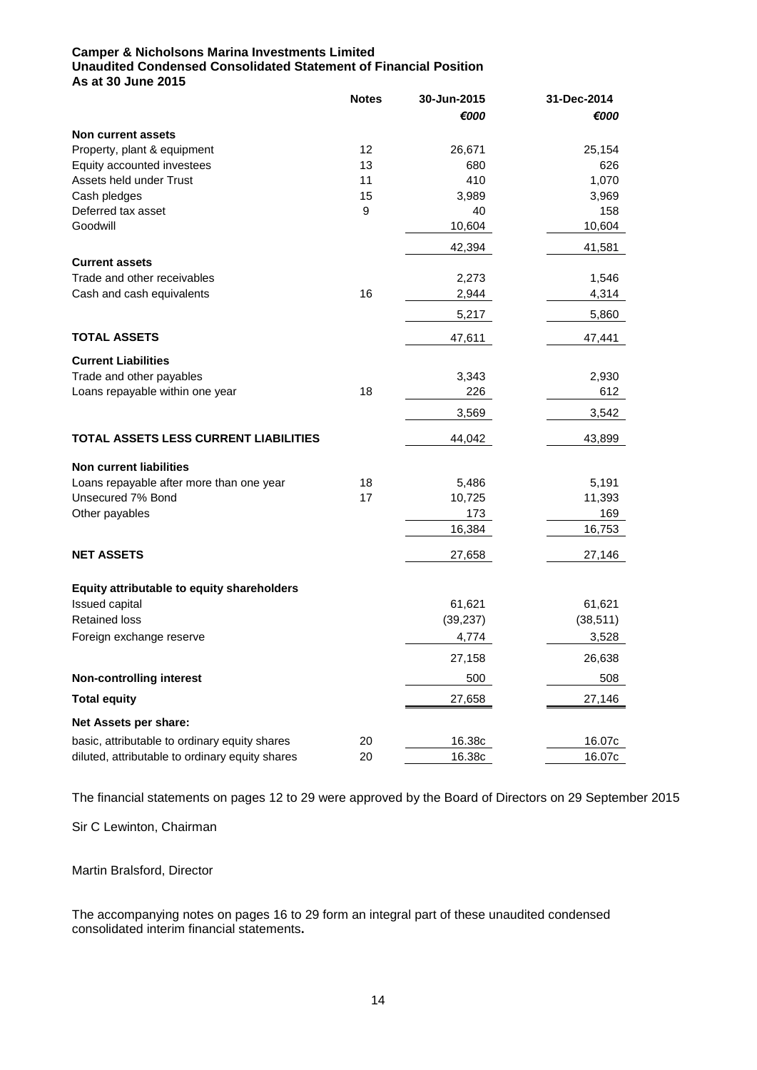**Camper & Nicholsons Marina Investments Limited**
**Unaudited Condensed Consolidated Statement of Financial Position**
**As at 30 June 2015**

| | Notes | 30-Jun-2015 | 31-Dec-2014 |
|---|---|---|---|
| | | *€000* | *€000* |
| **Non current assets** | | | |
| Property, plant & equipment | 12 | 26,671 | 25,154 |
| Equity accounted investees | 13 | 680 | 626 |
| Assets held under Trust | 11 | 410 | 1,070 |
| Cash pledges | 15 | 3,989 | 3,969 |
| Deferred tax asset | 9 | 40 | 158 |
| Goodwill | | 10,604 | 10,604 |
| | | 42,394 | 41,581 |
| **Current assets** | | | |
| Trade and other receivables | | 2,273 | 1,546 |
| Cash and cash equivalents | 16 | 2,944 | 4,314 |
| | | 5,217 | 5,860 |
| **TOTAL ASSETS** | | 47,611 | 47,441 |
| **Current Liabilities** | | | |
| Trade and other payables | | 3,343 | 2,930 |
| Loans repayable within one year | 18 | 226 | 612 |
| | | 3,569 | 3,542 |
| **TOTAL ASSETS LESS CURRENT LIABILITIES** | | 44,042 | 43,899 |
| **Non current liabilities** | | | |
| Loans repayable after more than one year | 18 | 5,486 | 5,191 |
| Unsecured 7% Bond | 17 | 10,725 | 11,393 |
| Other payables | | 173 | 169 |
| | | 16,384 | 16,753 |
| **NET ASSETS** | | 27,658 | 27,146 |
| **Equity attributable to equity shareholders** | | | |
| Issued capital | | 61,621 | 61,621 |
| Retained loss | | (39,237) | (38,511) |
| Foreign exchange reserve | | 4,774 | 3,528 |
| | | 27,158 | 26,638 |
| **Non-controlling interest** | | 500 | 508 |
| **Total equity** | | 27,658 | 27,146 |
| **Net Assets per share:** | | | |
| basic, attributable to ordinary equity shares | 20 | 16.38c | 16.07c |
| diluted, attributable to ordinary equity shares | 20 | 16.38c | 16.07c |

The financial statements on pages 12 to 29 were approved by the Board of Directors on 29 September 2015

Sir C Lewinton, Chairman

Martin Bralsford, Director

The accompanying notes on pages 16 to 29 form an integral part of these unaudited condensed consolidated interim financial statements**.**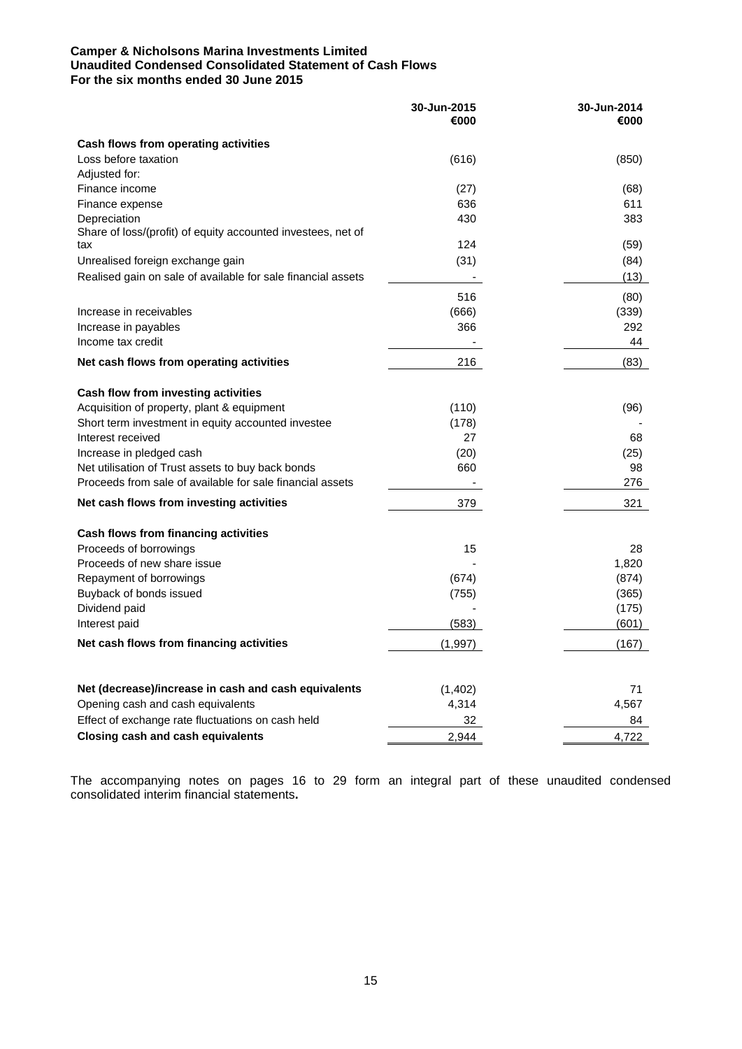**Camper & Nicholsons Marina Investments Limited**
**Unaudited Condensed Consolidated Statement of Cash Flows**
**For the six months ended 30 June 2015**

| | 30-Jun-2015 €000 | 30-Jun-2014 €000 |
|---|---|---|
| **Cash flows from operating activities** | | |
| Loss before taxation | (616) | (850) |
| Adjusted for: | | |
| Finance income | (27) | (68) |
| Finance expense | 636 | 611 |
| Depreciation | 430 | 383 |
| Share of loss/(profit) of equity accounted investees, net of tax | 124 | (59) |
| Unrealised foreign exchange gain | (31) | (84) |
| Realised gain on sale of available for sale financial assets | - | (13) |
| | 516 | (80) |
| Increase in receivables | (666) | (339) |
| Increase in payables | 366 | 292 |
| Income tax credit | - | 44 |
| **Net cash flows from operating activities** | 216 | (83) |
| | | |
| **Cash flow from investing activities** | | |
| Acquisition of property, plant & equipment | (110) | (96) |
| Short term investment in equity accounted investee | (178) | - |
| Interest received | 27 | 68 |
| Increase in pledged cash | (20) | (25) |
| Net utilisation of Trust assets to buy back bonds | 660 | 98 |
| Proceeds from sale of available for sale financial assets | - | 276 |
| **Net cash flows from investing activities** | 379 | 321 |
| | | |
| **Cash flows from financing activities** | | |
| Proceeds of borrowings | 15 | 28 |
| Proceeds of new share issue | - | 1,820 |
| Repayment of borrowings | (674) | (874) |
| Buyback of bonds issued | (755) | (365) |
| Dividend paid | - | (175) |
| Interest paid | (583) | (601) |
| **Net cash flows from financing activities** | (1,997) | (167) |
| | | |
| **Net (decrease)/increase in cash and cash equivalents** | (1,402) | 71 |
| Opening cash and cash equivalents | 4,314 | 4,567 |
| Effect of exchange rate fluctuations on cash held | 32 | 84 |
| **Closing cash and cash equivalents** | 2,944 | 4,722 |

The accompanying notes on pages 16 to 29 form an integral part of these unaudited condensed consolidated interim financial statements**.**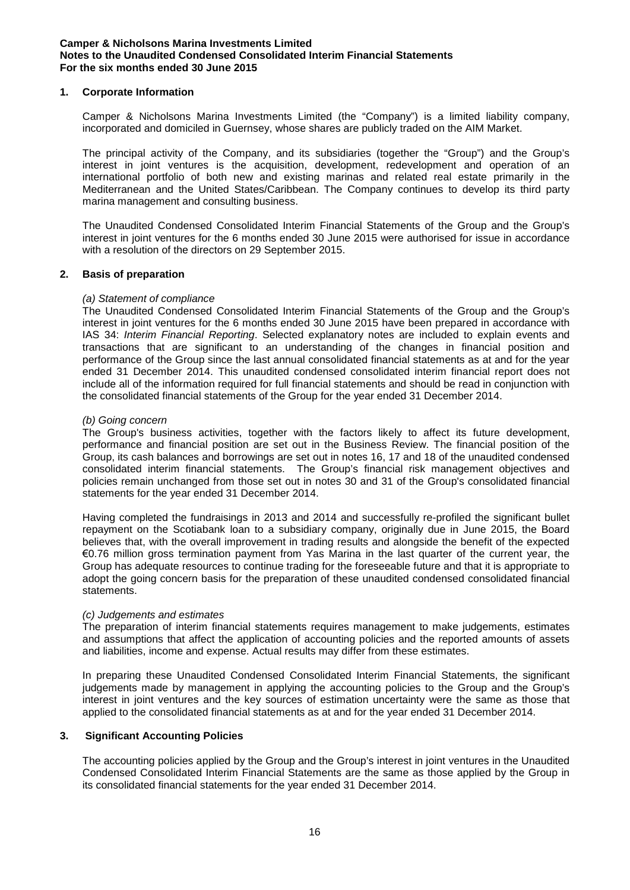**Camper & Nicholsons Marina Investments Limited**
**Notes to the Unaudited Condensed Consolidated Interim Financial Statements**
**For the six months ended 30 June 2015**

## 1. Corporate Information

Camper & Nicholsons Marina Investments Limited (the "Company") is a limited liability company, incorporated and domiciled in Guernsey, whose shares are publicly traded on the AIM Market.

The principal activity of the Company, and its subsidiaries (together the "Group") and the Group's interest in joint ventures is the acquisition, development, redevelopment and operation of an international portfolio of both new and existing marinas and related real estate primarily in the Mediterranean and the United States/Caribbean. The Company continues to develop its third party marina management and consulting business.

The Unaudited Condensed Consolidated Interim Financial Statements of the Group and the Group's interest in joint ventures for the 6 months ended 30 June 2015 were authorised for issue in accordance with a resolution of the directors on 29 September 2015.

## 2. Basis of preparation

*(a) Statement of compliance*

The Unaudited Condensed Consolidated Interim Financial Statements of the Group and the Group's interest in joint ventures for the 6 months ended 30 June 2015 have been prepared in accordance with IAS 34: *Interim Financial Reporting*. Selected explanatory notes are included to explain events and transactions that are significant to an understanding of the changes in financial position and performance of the Group since the last annual consolidated financial statements as at and for the year ended 31 December 2014. This unaudited condensed consolidated interim financial report does not include all of the information required for full financial statements and should be read in conjunction with the consolidated financial statements of the Group for the year ended 31 December 2014.

*(b) Going concern*

The Group's business activities, together with the factors likely to affect its future development, performance and financial position are set out in the Business Review. The financial position of the Group, its cash balances and borrowings are set out in notes 16, 17 and 18 of the unaudited condensed consolidated interim financial statements. The Group's financial risk management objectives and policies remain unchanged from those set out in notes 30 and 31 of the Group's consolidated financial statements for the year ended 31 December 2014.

Having completed the fundraisings in 2013 and 2014 and successfully re-profiled the significant bullet repayment on the Scotiabank loan to a subsidiary company, originally due in June 2015, the Board believes that, with the overall improvement in trading results and alongside the benefit of the expected €0.76 million gross termination payment from Yas Marina in the last quarter of the current year, the Group has adequate resources to continue trading for the foreseeable future and that it is appropriate to adopt the going concern basis for the preparation of these unaudited condensed consolidated financial statements.

*(c) Judgements and estimates*

The preparation of interim financial statements requires management to make judgements, estimates and assumptions that affect the application of accounting policies and the reported amounts of assets and liabilities, income and expense. Actual results may differ from these estimates.

In preparing these Unaudited Condensed Consolidated Interim Financial Statements, the significant judgements made by management in applying the accounting policies to the Group and the Group's interest in joint ventures and the key sources of estimation uncertainty were the same as those that applied to the consolidated financial statements as at and for the year ended 31 December 2014.

## 3. Significant Accounting Policies

The accounting policies applied by the Group and the Group's interest in joint ventures in the Unaudited Condensed Consolidated Interim Financial Statements are the same as those applied by the Group in its consolidated financial statements for the year ended 31 December 2014.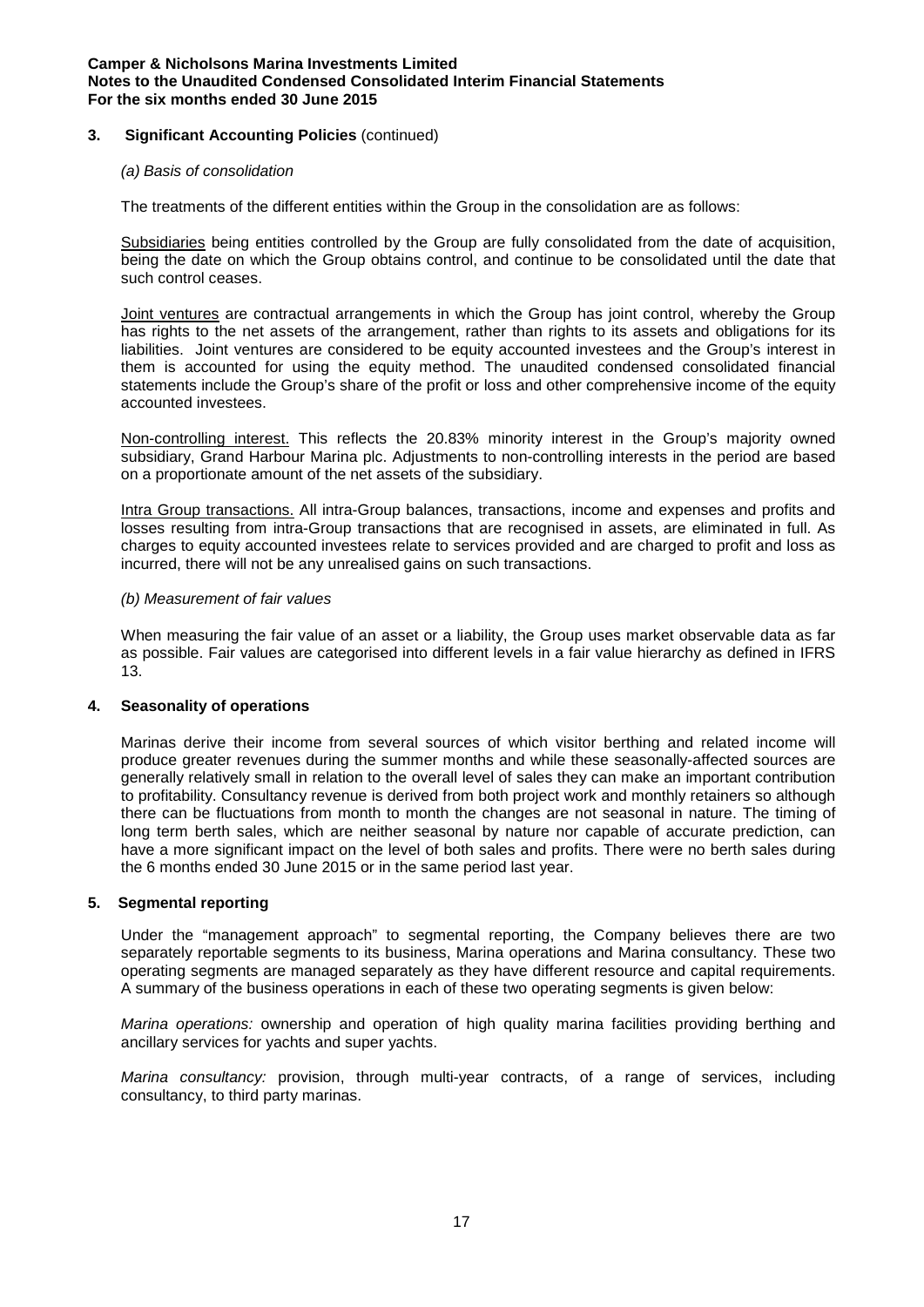## 3. Significant Accounting Policies (continued)

*(a) Basis of consolidation*

The treatments of the different entities within the Group in the consolidation are as follows:

Subsidiaries being entities controlled by the Group are fully consolidated from the date of acquisition, being the date on which the Group obtains control, and continue to be consolidated until the date that such control ceases.

Joint ventures are contractual arrangements in which the Group has joint control, whereby the Group has rights to the net assets of the arrangement, rather than rights to its assets and obligations for its liabilities. Joint ventures are considered to be equity accounted investees and the Group's interest in them is accounted for using the equity method. The unaudited condensed consolidated financial statements include the Group's share of the profit or loss and other comprehensive income of the equity accounted investees.

Non-controlling interest. This reflects the 20.83% minority interest in the Group's majority owned subsidiary, Grand Harbour Marina plc. Adjustments to non-controlling interests in the period are based on a proportionate amount of the net assets of the subsidiary.

Intra Group transactions. All intra-Group balances, transactions, income and expenses and profits and losses resulting from intra-Group transactions that are recognised in assets, are eliminated in full. As charges to equity accounted investees relate to services provided and are charged to profit and loss as incurred, there will not be any unrealised gains on such transactions.

*(b) Measurement of fair values*

When measuring the fair value of an asset or a liability, the Group uses market observable data as far as possible. Fair values are categorised into different levels in a fair value hierarchy as defined in IFRS 13.

## 4. Seasonality of operations

Marinas derive their income from several sources of which visitor berthing and related income will produce greater revenues during the summer months and while these seasonally-affected sources are generally relatively small in relation to the overall level of sales they can make an important contribution to profitability. Consultancy revenue is derived from both project work and monthly retainers so although there can be fluctuations from month to month the changes are not seasonal in nature. The timing of long term berth sales, which are neither seasonal by nature nor capable of accurate prediction, can have a more significant impact on the level of both sales and profits. There were no berth sales during the 6 months ended 30 June 2015 or in the same period last year.

## 5. Segmental reporting

Under the "management approach" to segmental reporting, the Company believes there are two separately reportable segments to its business, Marina operations and Marina consultancy. These two operating segments are managed separately as they have different resource and capital requirements. A summary of the business operations in each of these two operating segments is given below:

*Marina operations:* ownership and operation of high quality marina facilities providing berthing and ancillary services for yachts and super yachts.

*Marina consultancy:* provision, through multi-year contracts, of a range of services, including consultancy, to third party marinas.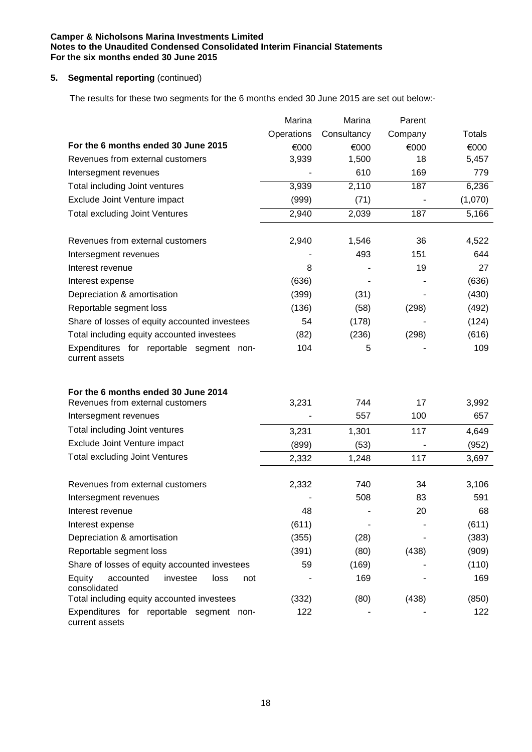**Camper & Nicholsons Marina Investments Limited**
**Notes to the Unaudited Condensed Consolidated Interim Financial Statements**
**For the six months ended 30 June 2015**

## 5. Segmental reporting (continued)

The results for these two segments for the 6 months ended 30 June 2015 are set out below:-

| | Marina Operations | Marina Consultancy | Parent Company | Totals |
|---|---|---|---|---|
| **For the 6 months ended 30 June 2015** | €000 | €000 | €000 | €000 |
| Revenues from external customers | 3,939 | 1,500 | 18 | 5,457 |
| Intersegment revenues | - | 610 | 169 | 779 |
| Total including Joint ventures | 3,939 | 2,110 | 187 | 6,236 |
| Exclude Joint Venture impact | (999) | (71) | - | (1,070) |
| Total excluding Joint Ventures | 2,940 | 2,039 | 187 | 5,166 |
| | | | | |
| Revenues from external customers | 2,940 | 1,546 | 36 | 4,522 |
| Intersegment revenues | - | 493 | 151 | 644 |
| Interest revenue | 8 | - | 19 | 27 |
| Interest expense | (636) | - | - | (636) |
| Depreciation & amortisation | (399) | (31) | - | (430) |
| Reportable segment loss | (136) | (58) | (298) | (492) |
| Share of losses of equity accounted investees | 54 | (178) | - | (124) |
| Total including equity accounted investees | (82) | (236) | (298) | (616) |
| Expenditures for reportable segment non-current assets | 104 | 5 | - | 109 |
| | | | | |
| **For the 6 months ended 30 June 2014** | | | | |
| Revenues from external customers | 3,231 | 744 | 17 | 3,992 |
| Intersegment revenues | - | 557 | 100 | 657 |
| Total including Joint ventures | 3,231 | 1,301 | 117 | 4,649 |
| Exclude Joint Venture impact | (899) | (53) | - | (952) |
| Total excluding Joint Ventures | 2,332 | 1,248 | 117 | 3,697 |
| | | | | |
| Revenues from external customers | 2,332 | 740 | 34 | 3,106 |
| Intersegment revenues | - | 508 | 83 | 591 |
| Interest revenue | 48 | - | 20 | 68 |
| Interest expense | (611) | - | - | (611) |
| Depreciation & amortisation | (355) | (28) | - | (383) |
| Reportable segment loss | (391) | (80) | (438) | (909) |
| Share of losses of equity accounted investees | 59 | (169) | - | (110) |
| Equity accounted investee loss not consolidated | - | 169 | - | 169 |
| Total including equity accounted investees | (332) | (80) | (438) | (850) |
| Expenditures for reportable segment non-current assets | 122 | - | - | 122 |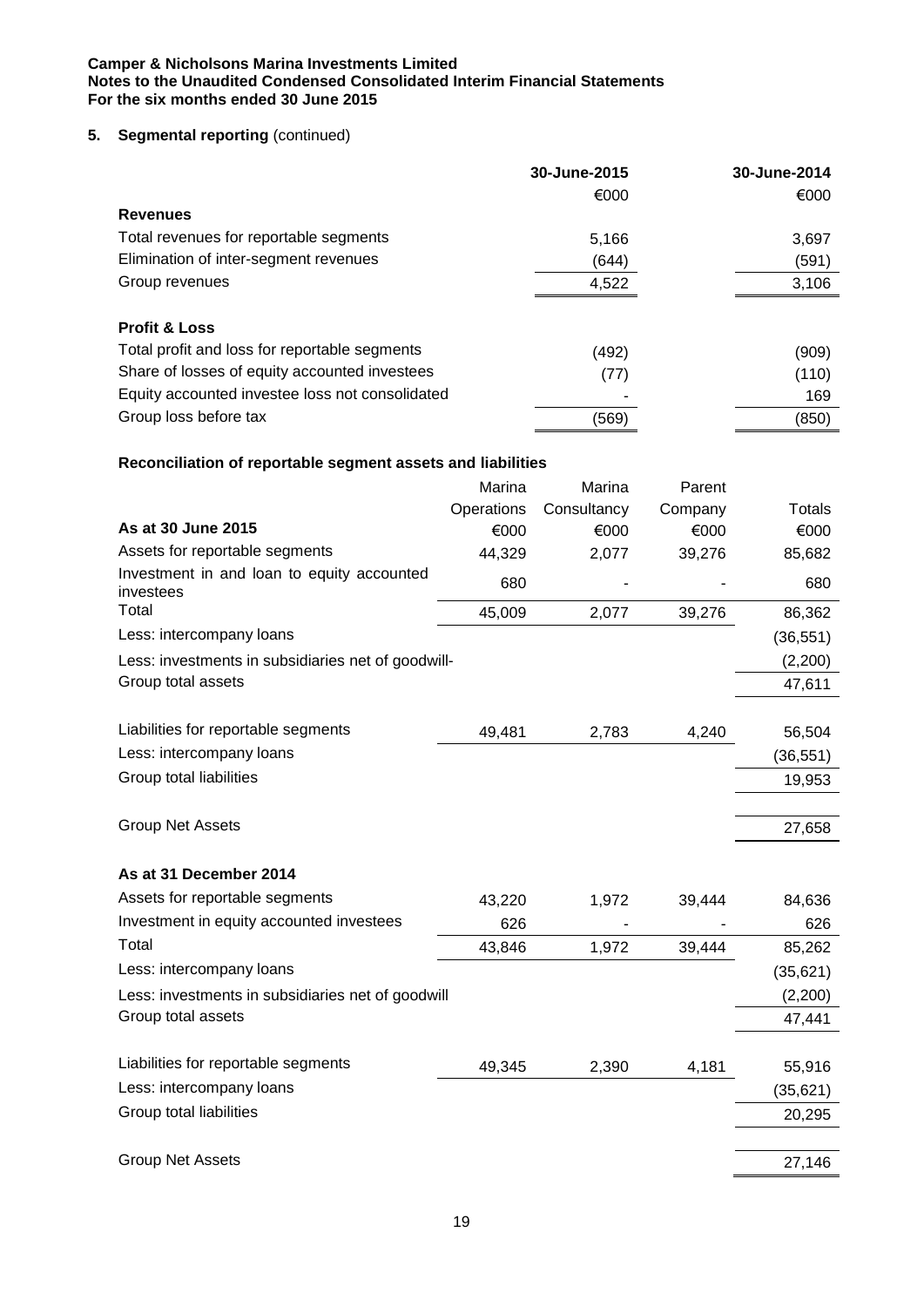Camper & Nicholsons Marina Investments Limited
Notes to the Unaudited Condensed Consolidated Interim Financial Statements
For the six months ended 30 June 2015

## 5. Segmental reporting (continued)

| | 30-June-2015 | 30-June-2014 |
|---|---|---|
| | €000 | €000 |
| **Revenues** | | |
| Total revenues for reportable segments | 5,166 | 3,697 |
| Elimination of inter-segment revenues | (644) | (591) |
| Group revenues | 4,522 | 3,106 |
| **Profit & Loss** | | |
| Total profit and loss for reportable segments | (492) | (909) |
| Share of losses of equity accounted investees | (77) | (110) |
| Equity accounted investee loss not consolidated | - | 169 |
| Group loss before tax | (569) | (850) |

**Reconciliation of reportable segment assets and liabilities**

| | Marina Operations | Marina Consultancy | Parent Company | Totals |
|---|---|---|---|---|
| **As at 30 June 2015** | €000 | €000 | €000 | €000 |
| Assets for reportable segments | 44,329 | 2,077 | 39,276 | 85,682 |
| Investment in and loan to equity accounted investees | 680 | - | - | 680 |
| Total | 45,009 | 2,077 | 39,276 | 86,362 |
| Less: intercompany loans | | | | (36,551) |
| Less: investments in subsidiaries net of goodwill- | | | | (2,200) |
| Group total assets | | | | 47,611 |
| Liabilities for reportable segments | 49,481 | 2,783 | 4,240 | 56,504 |
| Less: intercompany loans | | | | (36,551) |
| Group total liabilities | | | | 19,953 |
| Group Net Assets | | | | 27,658 |
| **As at 31 December 2014** | | | | |
| Assets for reportable segments | 43,220 | 1,972 | 39,444 | 84,636 |
| Investment in equity accounted investees | 626 | - | - | 626 |
| Total | 43,846 | 1,972 | 39,444 | 85,262 |
| Less: intercompany loans | | | | (35,621) |
| Less: investments in subsidiaries net of goodwill | | | | (2,200) |
| Group total assets | | | | 47,441 |
| Liabilities for reportable segments | 49,345 | 2,390 | 4,181 | 55,916 |
| Less: intercompany loans | | | | (35,621) |
| Group total liabilities | | | | 20,295 |
| Group Net Assets | | | | 27,146 |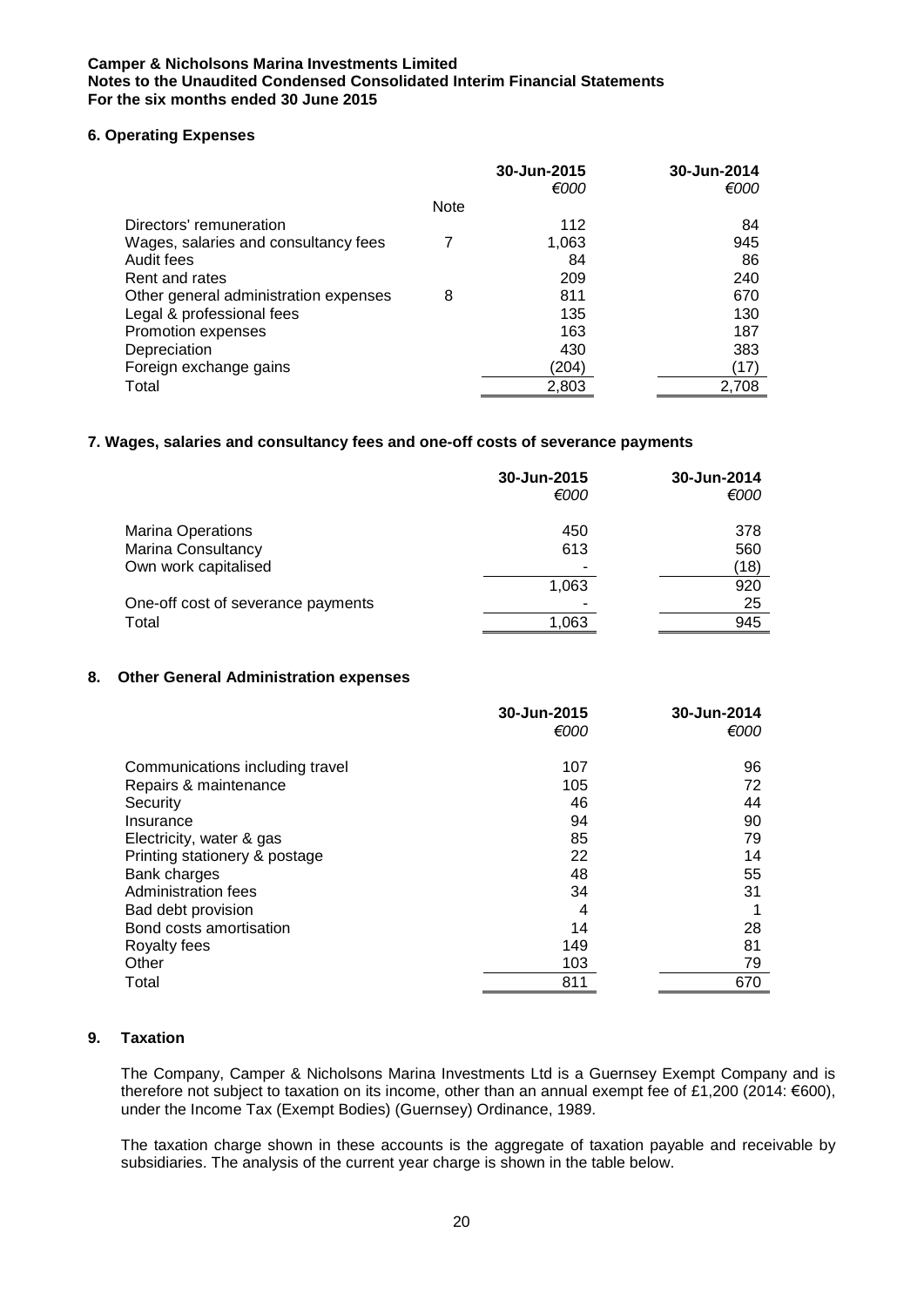**Camper & Nicholsons Marina Investments Limited**
**Notes to the Unaudited Condensed Consolidated Interim Financial Statements**
**For the six months ended 30 June 2015**

### 6. Operating Expenses

| | Note | 30-Jun-2015 *€000* | 30-Jun-2014 *€000* |
|---|---|---|---|
| Directors' remuneration | | 112 | 84 |
| Wages, salaries and consultancy fees | 7 | 1,063 | 945 |
| Audit fees | | 84 | 86 |
| Rent and rates | | 209 | 240 |
| Other general administration expenses | 8 | 811 | 670 |
| Legal & professional fees | | 135 | 130 |
| Promotion expenses | | 163 | 187 |
| Depreciation | | 430 | 383 |
| Foreign exchange gains | | (204) | (17) |
| Total | | 2,803 | 2,708 |

### 7. Wages, salaries and consultancy fees and one-off costs of severance payments

| | 30-Jun-2015 *€000* | 30-Jun-2014 *€000* |
|---|---|---|
| Marina Operations | 450 | 378 |
| Marina Consultancy | 613 | 560 |
| Own work capitalised | - | (18) |
| | 1,063 | 920 |
| One-off cost of severance payments | - | 25 |
| Total | 1,063 | 945 |

### 8. Other General Administration expenses

| | 30-Jun-2015 *€000* | 30-Jun-2014 *€000* |
|---|---|---|
| Communications including travel | 107 | 96 |
| Repairs & maintenance | 105 | 72 |
| Security | 46 | 44 |
| Insurance | 94 | 90 |
| Electricity, water & gas | 85 | 79 |
| Printing stationery & postage | 22 | 14 |
| Bank charges | 48 | 55 |
| Administration fees | 34 | 31 |
| Bad debt provision | 4 | 1 |
| Bond costs amortisation | 14 | 28 |
| Royalty fees | 149 | 81 |
| Other | 103 | 79 |
| Total | 811 | 670 |

### 9. Taxation

The Company, Camper & Nicholsons Marina Investments Ltd is a Guernsey Exempt Company and is therefore not subject to taxation on its income, other than an annual exempt fee of £1,200 (2014: €600), under the Income Tax (Exempt Bodies) (Guernsey) Ordinance, 1989.

The taxation charge shown in these accounts is the aggregate of taxation payable and receivable by subsidiaries. The analysis of the current year charge is shown in the table below.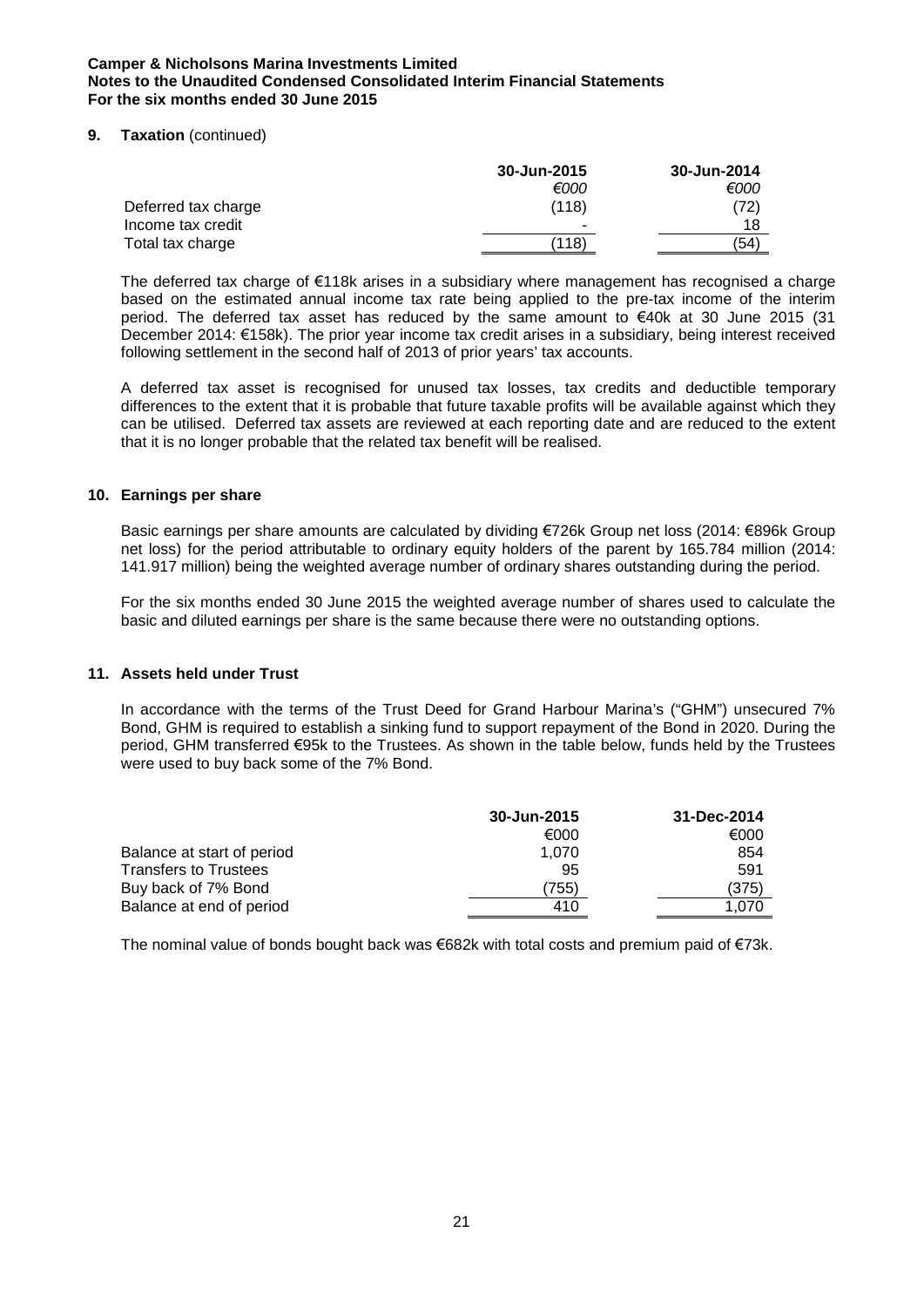### 9. Taxation (continued)

| | 30-Jun-2015 | 30-Jun-2014 |
|---|---|---|
| | *€000* | *€000* |
| Deferred tax charge | (118) | (72) |
| Income tax credit | - | 18 |
| Total tax charge | (118) | (54) |

The deferred tax charge of €118k arises in a subsidiary where management has recognised a charge based on the estimated annual income tax rate being applied to the pre-tax income of the interim period. The deferred tax asset has reduced by the same amount to €40k at 30 June 2015 (31 December 2014: €158k). The prior year income tax credit arises in a subsidiary, being interest received following settlement in the second half of 2013 of prior years' tax accounts.

A deferred tax asset is recognised for unused tax losses, tax credits and deductible temporary differences to the extent that it is probable that future taxable profits will be available against which they can be utilised. Deferred tax assets are reviewed at each reporting date and are reduced to the extent that it is no longer probable that the related tax benefit will be realised.

### 10. Earnings per share

Basic earnings per share amounts are calculated by dividing €726k Group net loss (2014: €896k Group net loss) for the period attributable to ordinary equity holders of the parent by 165.784 million (2014: 141.917 million) being the weighted average number of ordinary shares outstanding during the period.

For the six months ended 30 June 2015 the weighted average number of shares used to calculate the basic and diluted earnings per share is the same because there were no outstanding options.

### 11. Assets held under Trust

In accordance with the terms of the Trust Deed for Grand Harbour Marina's ("GHM") unsecured 7% Bond, GHM is required to establish a sinking fund to support repayment of the Bond in 2020. During the period, GHM transferred €95k to the Trustees. As shown in the table below, funds held by the Trustees were used to buy back some of the 7% Bond.

| | 30-Jun-2015 | 31-Dec-2014 |
|---|---|---|
| | €000 | €000 |
| Balance at start of period | 1,070 | 854 |
| Transfers to Trustees | 95 | 591 |
| Buy back of 7% Bond | (755) | (375) |
| Balance at end of period | 410 | 1,070 |

The nominal value of bonds bought back was €682k with total costs and premium paid of €73k.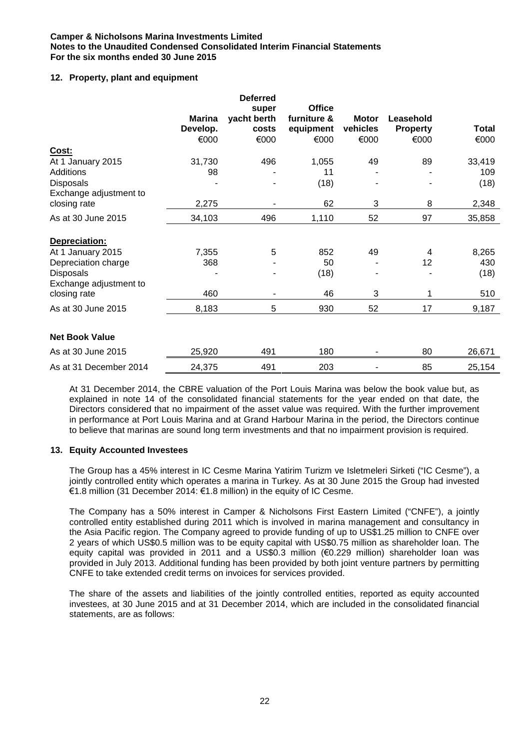## 12. Property, plant and equipment

| | Marina Develop. | Deferred super yacht berth costs | Office furniture & equipment | Motor vehicles | Leasehold Property | Total |
|---|---|---|---|---|---|---|
| | €000 | €000 | €000 | €000 | €000 | €000 |
| **Cost:** | | | | | | |
| At 1 January 2015 | 31,730 | 496 | 1,055 | 49 | 89 | 33,419 |
| Additions | 98 | - | 11 | - | - | 109 |
| Disposals | - | - | (18) | - | - | (18) |
| Exchange adjustment to closing rate | 2,275 | - | 62 | 3 | 8 | 2,348 |
| As at 30 June 2015 | 34,103 | 496 | 1,110 | 52 | 97 | 35,858 |
| **Depreciation:** | | | | | | |
| At 1 January 2015 | 7,355 | 5 | 852 | 49 | 4 | 8,265 |
| Depreciation charge | 368 | - | 50 | - | 12 | 430 |
| Disposals | - | - | (18) | - | - | (18) |
| Exchange adjustment to closing rate | 460 | - | 46 | 3 | 1 | 510 |
| As at 30 June 2015 | 8,183 | 5 | 930 | 52 | 17 | 9,187 |
| **Net Book Value** | | | | | | |
| As at 30 June 2015 | 25,920 | 491 | 180 | - | 80 | 26,671 |
| As at 31 December 2014 | 24,375 | 491 | 203 | - | 85 | 25,154 |

At 31 December 2014, the CBRE valuation of the Port Louis Marina was below the book value but, as explained in note 14 of the consolidated financial statements for the year ended on that date, the Directors considered that no impairment of the asset value was required. With the further improvement in performance at Port Louis Marina and at Grand Harbour Marina in the period, the Directors continue to believe that marinas are sound long term investments and that no impairment provision is required.

## 13. Equity Accounted Investees

The Group has a 45% interest in IC Cesme Marina Yatirim Turizm ve Isletmeleri Sirketi ("IC Cesme"), a jointly controlled entity which operates a marina in Turkey. As at 30 June 2015 the Group had invested €1.8 million (31 December 2014: €1.8 million) in the equity of IC Cesme.

The Company has a 50% interest in Camper & Nicholsons First Eastern Limited ("CNFE"), a jointly controlled entity established during 2011 which is involved in marina management and consultancy in the Asia Pacific region. The Company agreed to provide funding of up to US$1.25 million to CNFE over 2 years of which US$0.5 million was to be equity capital with US$0.75 million as shareholder loan. The equity capital was provided in 2011 and a US$0.3 million (€0.229 million) shareholder loan was provided in July 2013. Additional funding has been provided by both joint venture partners by permitting CNFE to take extended credit terms on invoices for services provided.

The share of the assets and liabilities of the jointly controlled entities, reported as equity accounted investees, at 30 June 2015 and at 31 December 2014, which are included in the consolidated financial statements, are as follows: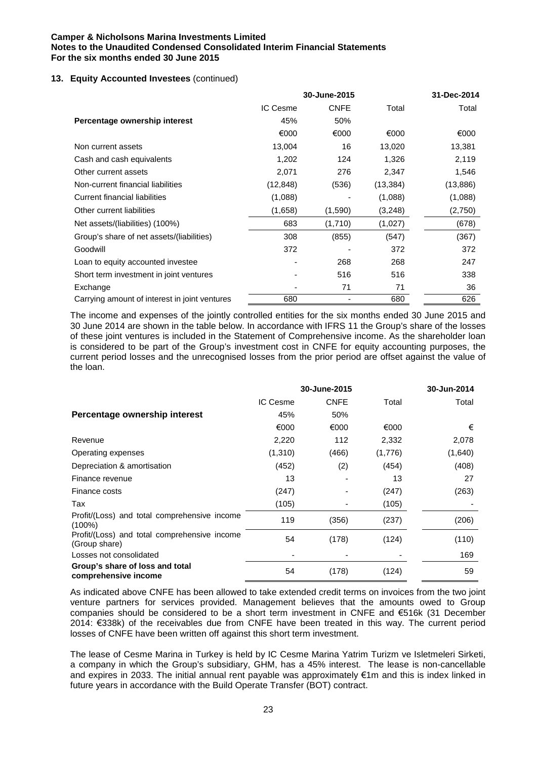### 13. Equity Accounted Investees (continued)

| | 30-June-2015 | | | 31-Dec-2014 |
|---|---|---|---|---|
| | IC Cesme | CNFE | Total | Total |
| **Percentage ownership interest** | 45% | 50% | | |
| | €000 | €000 | €000 | €000 |
| Non current assets | 13,004 | 16 | 13,020 | 13,381 |
| Cash and cash equivalents | 1,202 | 124 | 1,326 | 2,119 |
| Other current assets | 2,071 | 276 | 2,347 | 1,546 |
| Non-current financial liabilities | (12,848) | (536) | (13,384) | (13,886) |
| Current financial liabilities | (1,088) | - | (1,088) | (1,088) |
| Other current liabilities | (1,658) | (1,590) | (3,248) | (2,750) |
| Net assets/(liabilities) (100%) | 683 | (1,710) | (1,027) | (678) |
| Group's share of net assets/(liabilities) | 308 | (855) | (547) | (367) |
| Goodwill | 372 | - | 372 | 372 |
| Loan to equity accounted investee | - | 268 | 268 | 247 |
| Short term investment in joint ventures | - | 516 | 516 | 338 |
| Exchange | - | 71 | 71 | 36 |
| Carrying amount of interest in joint ventures | 680 | - | 680 | 626 |

The income and expenses of the jointly controlled entities for the six months ended 30 June 2015 and 30 June 2014 are shown in the table below. In accordance with IFRS 11 the Group's share of the losses of these joint ventures is included in the Statement of Comprehensive income. As the shareholder loan is considered to be part of the Group's investment cost in CNFE for equity accounting purposes, the current period losses and the unrecognised losses from the prior period are offset against the value of the loan.

| | 30-June-2015 | | | 30-Jun-2014 |
|---|---|---|---|---|
| | IC Cesme | CNFE | Total | Total |
| **Percentage ownership interest** | 45% | 50% | | |
| | €000 | €000 | €000 | € |
| Revenue | 2,220 | 112 | 2,332 | 2,078 |
| Operating expenses | (1,310) | (466) | (1,776) | (1,640) |
| Depreciation & amortisation | (452) | (2) | (454) | (408) |
| Finance revenue | 13 | - | 13 | 27 |
| Finance costs | (247) | - | (247) | (263) |
| Tax | (105) | - | (105) | - |
| Profit/(Loss) and total comprehensive income (100%) | 119 | (356) | (237) | (206) |
| Profit/(Loss) and total comprehensive income (Group share) | 54 | (178) | (124) | (110) |
| Losses not consolidated | - | - | - | 169 |
| **Group's share of loss and total comprehensive income** | 54 | (178) | (124) | 59 |

As indicated above CNFE has been allowed to take extended credit terms on invoices from the two joint venture partners for services provided. Management believes that the amounts owed to Group companies should be considered to be a short term investment in CNFE and €516k (31 December 2014: €338k) of the receivables due from CNFE have been treated in this way. The current period losses of CNFE have been written off against this short term investment.

The lease of Cesme Marina in Turkey is held by IC Cesme Marina Yatrim Turizm ve Isletmeleri Sirketi, a company in which the Group's subsidiary, GHM, has a 45% interest. The lease is non-cancellable and expires in 2033. The initial annual rent payable was approximately €1m and this is index linked in future years in accordance with the Build Operate Transfer (BOT) contract.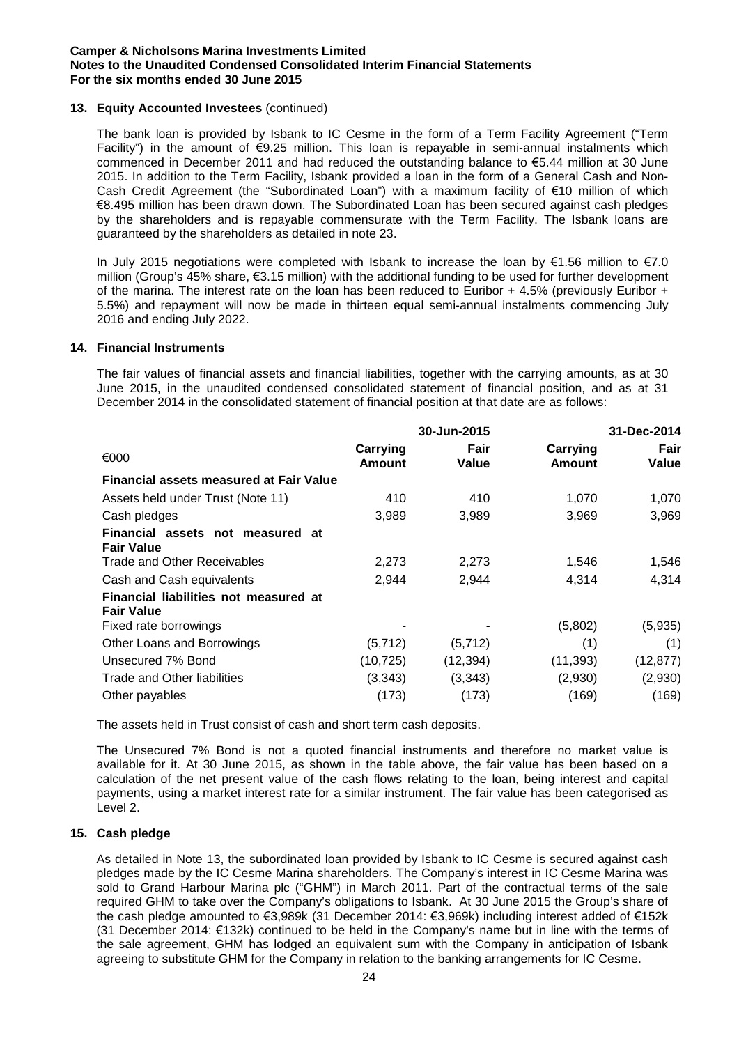## 13. Equity Accounted Investees (continued)

The bank loan is provided by Isbank to IC Cesme in the form of a Term Facility Agreement ("Term Facility") in the amount of €9.25 million. This loan is repayable in semi-annual instalments which commenced in December 2011 and had reduced the outstanding balance to €5.44 million at 30 June 2015. In addition to the Term Facility, Isbank provided a loan in the form of a General Cash and Non-Cash Credit Agreement (the "Subordinated Loan") with a maximum facility of €10 million of which €8.495 million has been drawn down. The Subordinated Loan has been secured against cash pledges by the shareholders and is repayable commensurate with the Term Facility. The Isbank loans are guaranteed by the shareholders as detailed in note 23.

In July 2015 negotiations were completed with Isbank to increase the loan by €1.56 million to €7.0 million (Group's 45% share, €3.15 million) with the additional funding to be used for further development of the marina. The interest rate on the loan has been reduced to Euribor + 4.5% (previously Euribor + 5.5%) and repayment will now be made in thirteen equal semi-annual instalments commencing July 2016 and ending July 2022.

## 14. Financial Instruments

The fair values of financial assets and financial liabilities, together with the carrying amounts, as at 30 June 2015, in the unaudited condensed consolidated statement of financial position, and as at 31 December 2014 in the consolidated statement of financial position at that date are as follows:

| €000 | 30-Jun-2015 Carrying Amount | 30-Jun-2015 Fair Value | 31-Dec-2014 Carrying Amount | 31-Dec-2014 Fair Value |
|---|---|---|---|---|
| **Financial assets measured at Fair Value** | | | | |
| Assets held under Trust (Note 11) | 410 | 410 | 1,070 | 1,070 |
| Cash pledges | 3,989 | 3,989 | 3,969 | 3,969 |
| **Financial assets not measured at Fair Value** | | | | |
| Trade and Other Receivables | 2,273 | 2,273 | 1,546 | 1,546 |
| Cash and Cash equivalents | 2,944 | 2,944 | 4,314 | 4,314 |
| **Financial liabilities not measured at Fair Value** | | | | |
| Fixed rate borrowings | - | - | (5,802) | (5,935) |
| Other Loans and Borrowings | (5,712) | (5,712) | (1) | (1) |
| Unsecured 7% Bond | (10,725) | (12,394) | (11,393) | (12,877) |
| Trade and Other liabilities | (3,343) | (3,343) | (2,930) | (2,930) |
| Other payables | (173) | (173) | (169) | (169) |

The assets held in Trust consist of cash and short term cash deposits.

The Unsecured 7% Bond is not a quoted financial instruments and therefore no market value is available for it. At 30 June 2015, as shown in the table above, the fair value has been based on a calculation of the net present value of the cash flows relating to the loan, being interest and capital payments, using a market interest rate for a similar instrument. The fair value has been categorised as Level 2.

## 15. Cash pledge

As detailed in Note 13, the subordinated loan provided by Isbank to IC Cesme is secured against cash pledges made by the IC Cesme Marina shareholders. The Company's interest in IC Cesme Marina was sold to Grand Harbour Marina plc ("GHM") in March 2011. Part of the contractual terms of the sale required GHM to take over the Company's obligations to Isbank. At 30 June 2015 the Group's share of the cash pledge amounted to €3,989k (31 December 2014: €3,969k) including interest added of €152k (31 December 2014: €132k) continued to be held in the Company's name but in line with the terms of the sale agreement, GHM has lodged an equivalent sum with the Company in anticipation of Isbank agreeing to substitute GHM for the Company in relation to the banking arrangements for IC Cesme.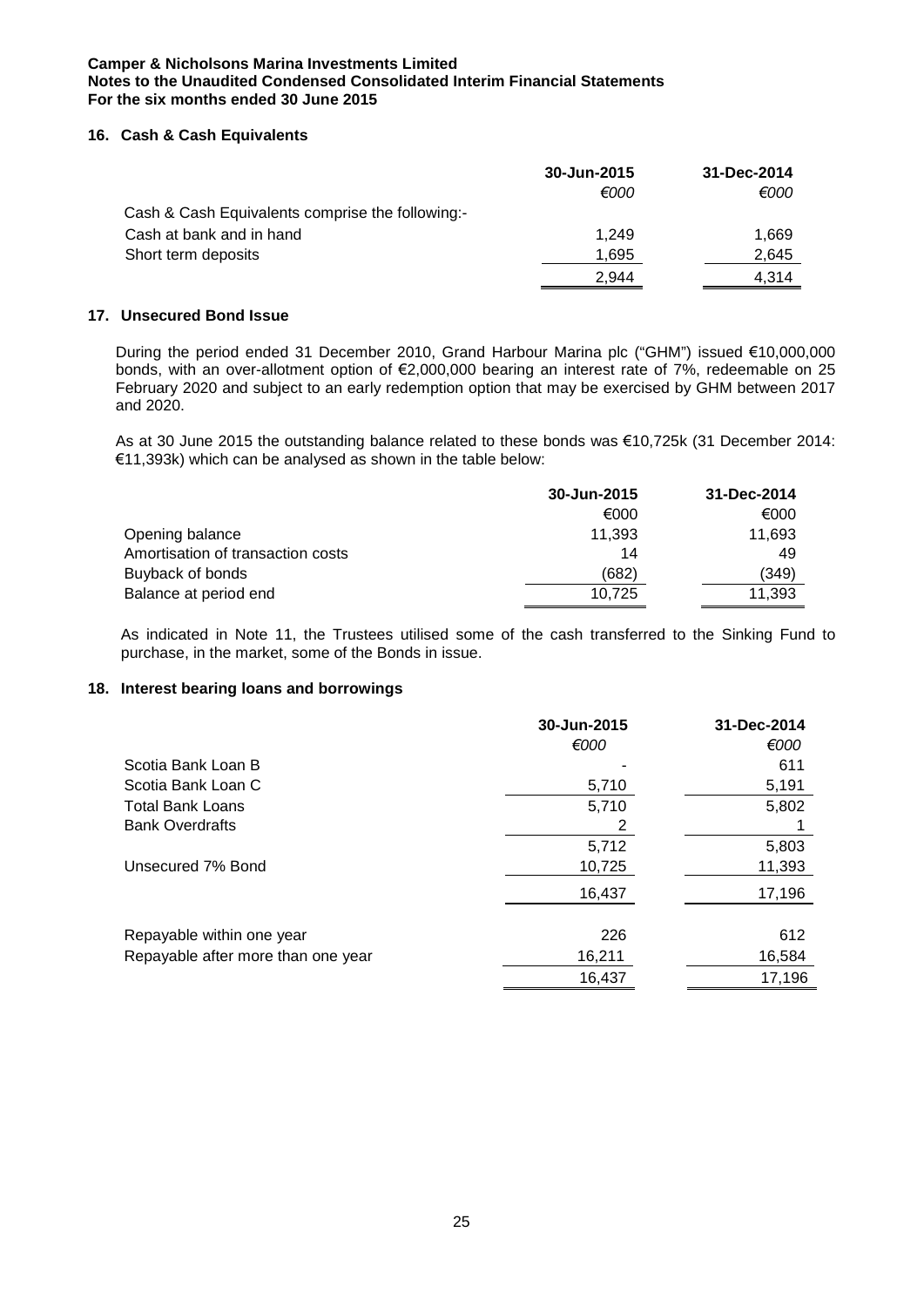**Camper & Nicholsons Marina Investments Limited**
**Notes to the Unaudited Condensed Consolidated Interim Financial Statements**
**For the six months ended 30 June 2015**

## 16. Cash & Cash Equivalents

| | 30-Jun-2015 | 31-Dec-2014 |
|---|---|---|
| | *€000* | *€000* |
| Cash & Cash Equivalents comprise the following:- | | |
| Cash at bank and in hand | 1,249 | 1,669 |
| Short term deposits | 1,695 | 2,645 |
| | 2,944 | 4,314 |

## 17. Unsecured Bond Issue

During the period ended 31 December 2010, Grand Harbour Marina plc ("GHM") issued €10,000,000 bonds, with an over-allotment option of €2,000,000 bearing an interest rate of 7%, redeemable on 25 February 2020 and subject to an early redemption option that may be exercised by GHM between 2017 and 2020.

As at 30 June 2015 the outstanding balance related to these bonds was €10,725k (31 December 2014: €11,393k) which can be analysed as shown in the table below:

| | 30-Jun-2015 | 31-Dec-2014 |
|---|---|---|
| | €000 | €000 |
| Opening balance | 11,393 | 11,693 |
| Amortisation of transaction costs | 14 | 49 |
| Buyback of bonds | (682) | (349) |
| Balance at period end | 10,725 | 11,393 |

As indicated in Note 11, the Trustees utilised some of the cash transferred to the Sinking Fund to purchase, in the market, some of the Bonds in issue.

## 18. Interest bearing loans and borrowings

| | 30-Jun-2015 | 31-Dec-2014 |
|---|---|---|
| | *€000* | *€000* |
| Scotia Bank Loan B | - | 611 |
| Scotia Bank Loan C | 5,710 | 5,191 |
| Total Bank Loans | 5,710 | 5,802 |
| Bank Overdrafts | 2 | 1 |
| | 5,712 | 5,803 |
| Unsecured 7% Bond | 10,725 | 11,393 |
| | 16,437 | 17,196 |
| | | |
| Repayable within one year | 226 | 612 |
| Repayable after more than one year | 16,211 | 16,584 |
| | 16,437 | 17,196 |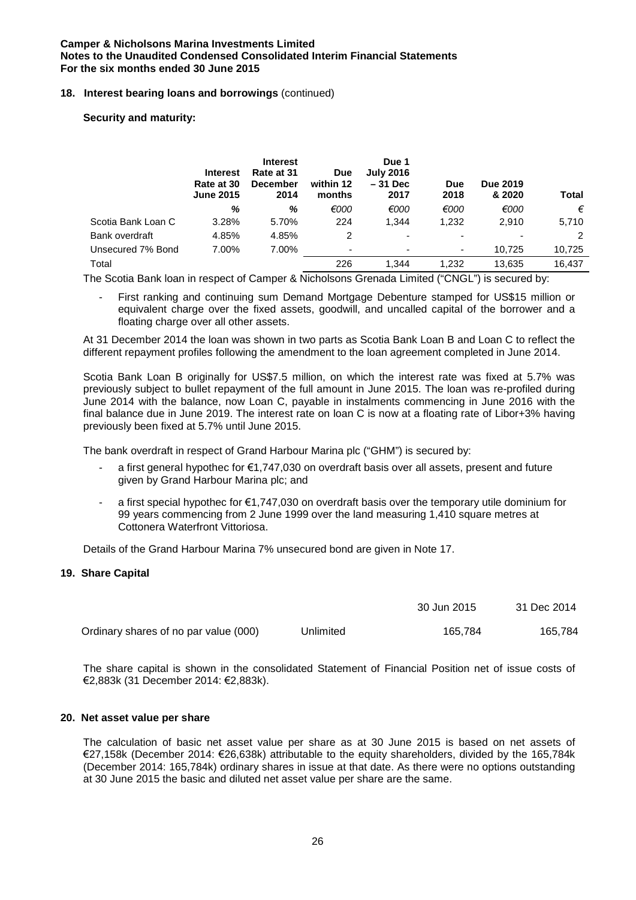## 18. Interest bearing loans and borrowings (continued)

**Security and maturity:**

| | Interest Rate at 30 June 2015 | Interest Rate at 31 December 2014 | Due within 12 months | Due 1 July 2016 – 31 Dec 2017 | Due 2018 | Due 2019 & 2020 | Total |
|---|---|---|---|---|---|---|---|
| | % | % | €000 | €000 | €000 | €000 | € |
| Scotia Bank Loan C | 3.28% | 5.70% | 224 | 1,344 | 1,232 | 2,910 | 5,710 |
| Bank overdraft | 4.85% | 4.85% | 2 | - | - | - | 2 |
| Unsecured 7% Bond | 7.00% | 7.00% | - | - | - | 10,725 | 10,725 |
| Total | | | 226 | 1,344 | 1,232 | 13,635 | 16,437 |

The Scotia Bank loan in respect of Camper & Nicholsons Grenada Limited ("CNGL") is secured by:

- First ranking and continuing sum Demand Mortgage Debenture stamped for US$15 million or equivalent charge over the fixed assets, goodwill, and uncalled capital of the borrower and a floating charge over all other assets.

At 31 December 2014 the loan was shown in two parts as Scotia Bank Loan B and Loan C to reflect the different repayment profiles following the amendment to the loan agreement completed in June 2014.

Scotia Bank Loan B originally for US$7.5 million, on which the interest rate was fixed at 5.7% was previously subject to bullet repayment of the full amount in June 2015. The loan was re-profiled during June 2014 with the balance, now Loan C, payable in instalments commencing in June 2016 with the final balance due in June 2019. The interest rate on loan C is now at a floating rate of Libor+3% having previously been fixed at 5.7% until June 2015.

The bank overdraft in respect of Grand Harbour Marina plc ("GHM") is secured by:

- a first general hypothec for €1,747,030 on overdraft basis over all assets, present and future given by Grand Harbour Marina plc; and
- a first special hypothec for €1,747,030 on overdraft basis over the temporary utile dominium for 99 years commencing from 2 June 1999 over the land measuring 1,410 square metres at Cottonera Waterfront Vittoriosa.

Details of the Grand Harbour Marina 7% unsecured bond are given in Note 17.

## 19. Share Capital

| | | 30 Jun 2015 | 31 Dec 2014 |
|---|---|---|---|
| Ordinary shares of no par value (000) | Unlimited | 165,784 | 165,784 |

The share capital is shown in the consolidated Statement of Financial Position net of issue costs of €2,883k (31 December 2014: €2,883k).

## 20. Net asset value per share

The calculation of basic net asset value per share as at 30 June 2015 is based on net assets of €27,158k (December 2014: €26,638k) attributable to the equity shareholders, divided by the 165,784k (December 2014: 165,784k) ordinary shares in issue at that date. As there were no options outstanding at 30 June 2015 the basic and diluted net asset value per share are the same.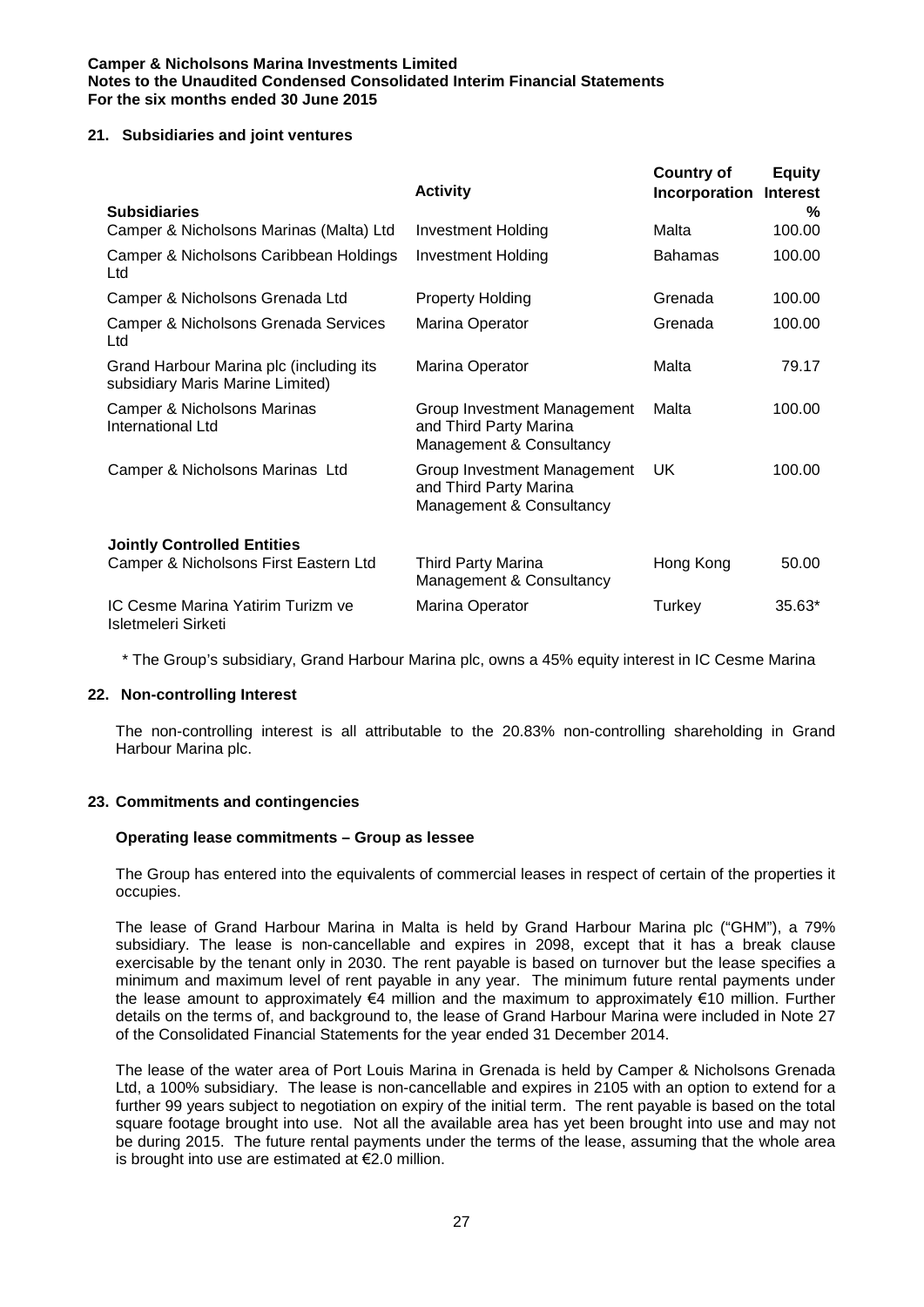## 21. Subsidiaries and joint ventures

| | Activity | Country of Incorporation | Equity Interest % |
|---|---|---|---|
| **Subsidiaries** | | | |
| Camper & Nicholsons Marinas (Malta) Ltd | Investment Holding | Malta | 100.00 |
| Camper & Nicholsons Caribbean Holdings Ltd | Investment Holding | Bahamas | 100.00 |
| Camper & Nicholsons Grenada Ltd | Property Holding | Grenada | 100.00 |
| Camper & Nicholsons Grenada Services Ltd | Marina Operator | Grenada | 100.00 |
| Grand Harbour Marina plc (including its subsidiary Maris Marine Limited) | Marina Operator | Malta | 79.17 |
| Camper & Nicholsons Marinas International Ltd | Group Investment Management and Third Party Marina Management & Consultancy | Malta | 100.00 |
| Camper & Nicholsons Marinas Ltd | Group Investment Management and Third Party Marina Management & Consultancy | UK | 100.00 |
| **Jointly Controlled Entities** | | | |
| Camper & Nicholsons First Eastern Ltd | Third Party Marina Management & Consultancy | Hong Kong | 50.00 |
| IC Cesme Marina Yatirim Turizm ve Isletmeleri Sirketi | Marina Operator | Turkey | 35.63* |

\* The Group's subsidiary, Grand Harbour Marina plc, owns a 45% equity interest in IC Cesme Marina

## 22. Non-controlling Interest

The non-controlling interest is all attributable to the 20.83% non-controlling shareholding in Grand Harbour Marina plc.

## 23. Commitments and contingencies

**Operating lease commitments – Group as lessee**

The Group has entered into the equivalents of commercial leases in respect of certain of the properties it occupies.

The lease of Grand Harbour Marina in Malta is held by Grand Harbour Marina plc ("GHM"), a 79% subsidiary. The lease is non-cancellable and expires in 2098, except that it has a break clause exercisable by the tenant only in 2030. The rent payable is based on turnover but the lease specifies a minimum and maximum level of rent payable in any year. The minimum future rental payments under the lease amount to approximately €4 million and the maximum to approximately €10 million. Further details on the terms of, and background to, the lease of Grand Harbour Marina were included in Note 27 of the Consolidated Financial Statements for the year ended 31 December 2014.

The lease of the water area of Port Louis Marina in Grenada is held by Camper & Nicholsons Grenada Ltd, a 100% subsidiary. The lease is non-cancellable and expires in 2105 with an option to extend for a further 99 years subject to negotiation on expiry of the initial term. The rent payable is based on the total square footage brought into use. Not all the available area has yet been brought into use and may not be during 2015. The future rental payments under the terms of the lease, assuming that the whole area is brought into use are estimated at €2.0 million.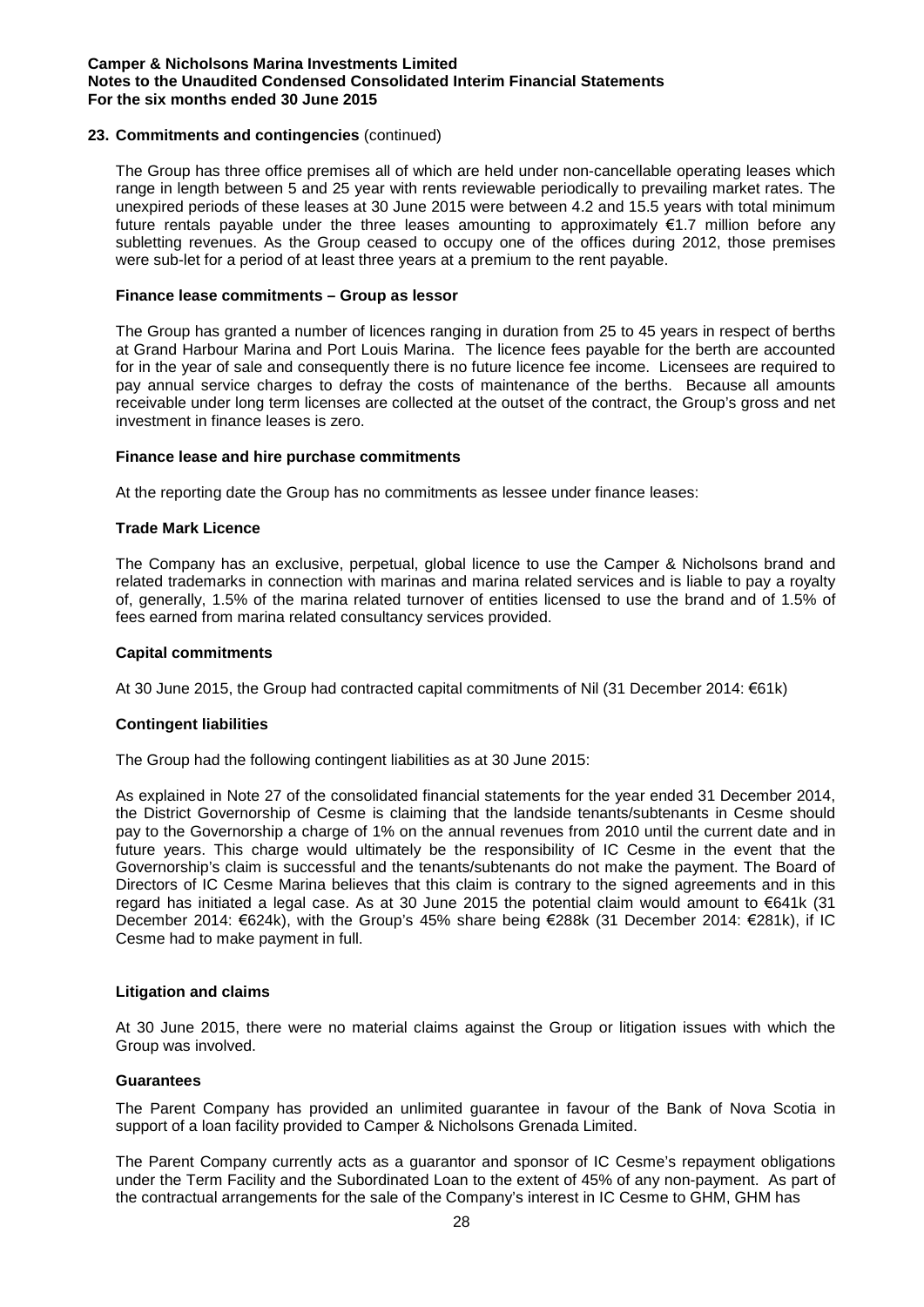**23. Commitments and contingencies** (continued)

The Group has three office premises all of which are held under non-cancellable operating leases which range in length between 5 and 25 year with rents reviewable periodically to prevailing market rates. The unexpired periods of these leases at 30 June 2015 were between 4.2 and 15.5 years with total minimum future rentals payable under the three leases amounting to approximately €1.7 million before any subletting revenues. As the Group ceased to occupy one of the offices during 2012, those premises were sub-let for a period of at least three years at a premium to the rent payable.

**Finance lease commitments – Group as lessor**

The Group has granted a number of licences ranging in duration from 25 to 45 years in respect of berths at Grand Harbour Marina and Port Louis Marina. The licence fees payable for the berth are accounted for in the year of sale and consequently there is no future licence fee income. Licensees are required to pay annual service charges to defray the costs of maintenance of the berths. Because all amounts receivable under long term licenses are collected at the outset of the contract, the Group's gross and net investment in finance leases is zero.

**Finance lease and hire purchase commitments**

At the reporting date the Group has no commitments as lessee under finance leases:

**Trade Mark Licence**

The Company has an exclusive, perpetual, global licence to use the Camper & Nicholsons brand and related trademarks in connection with marinas and marina related services and is liable to pay a royalty of, generally, 1.5% of the marina related turnover of entities licensed to use the brand and of 1.5% of fees earned from marina related consultancy services provided.

**Capital commitments**

At 30 June 2015, the Group had contracted capital commitments of Nil (31 December 2014: €61k)

**Contingent liabilities**

The Group had the following contingent liabilities as at 30 June 2015:

As explained in Note 27 of the consolidated financial statements for the year ended 31 December 2014, the District Governorship of Cesme is claiming that the landside tenants/subtenants in Cesme should pay to the Governorship a charge of 1% on the annual revenues from 2010 until the current date and in future years. This charge would ultimately be the responsibility of IC Cesme in the event that the Governorship's claim is successful and the tenants/subtenants do not make the payment. The Board of Directors of IC Cesme Marina believes that this claim is contrary to the signed agreements and in this regard has initiated a legal case. As at 30 June 2015 the potential claim would amount to €641k (31 December 2014: €624k), with the Group's 45% share being €288k (31 December 2014: €281k), if IC Cesme had to make payment in full.

**Litigation and claims**

At 30 June 2015, there were no material claims against the Group or litigation issues with which the Group was involved.

**Guarantees**

The Parent Company has provided an unlimited guarantee in favour of the Bank of Nova Scotia in support of a loan facility provided to Camper & Nicholsons Grenada Limited.

The Parent Company currently acts as a guarantor and sponsor of IC Cesme's repayment obligations under the Term Facility and the Subordinated Loan to the extent of 45% of any non-payment. As part of the contractual arrangements for the sale of the Company's interest in IC Cesme to GHM, GHM has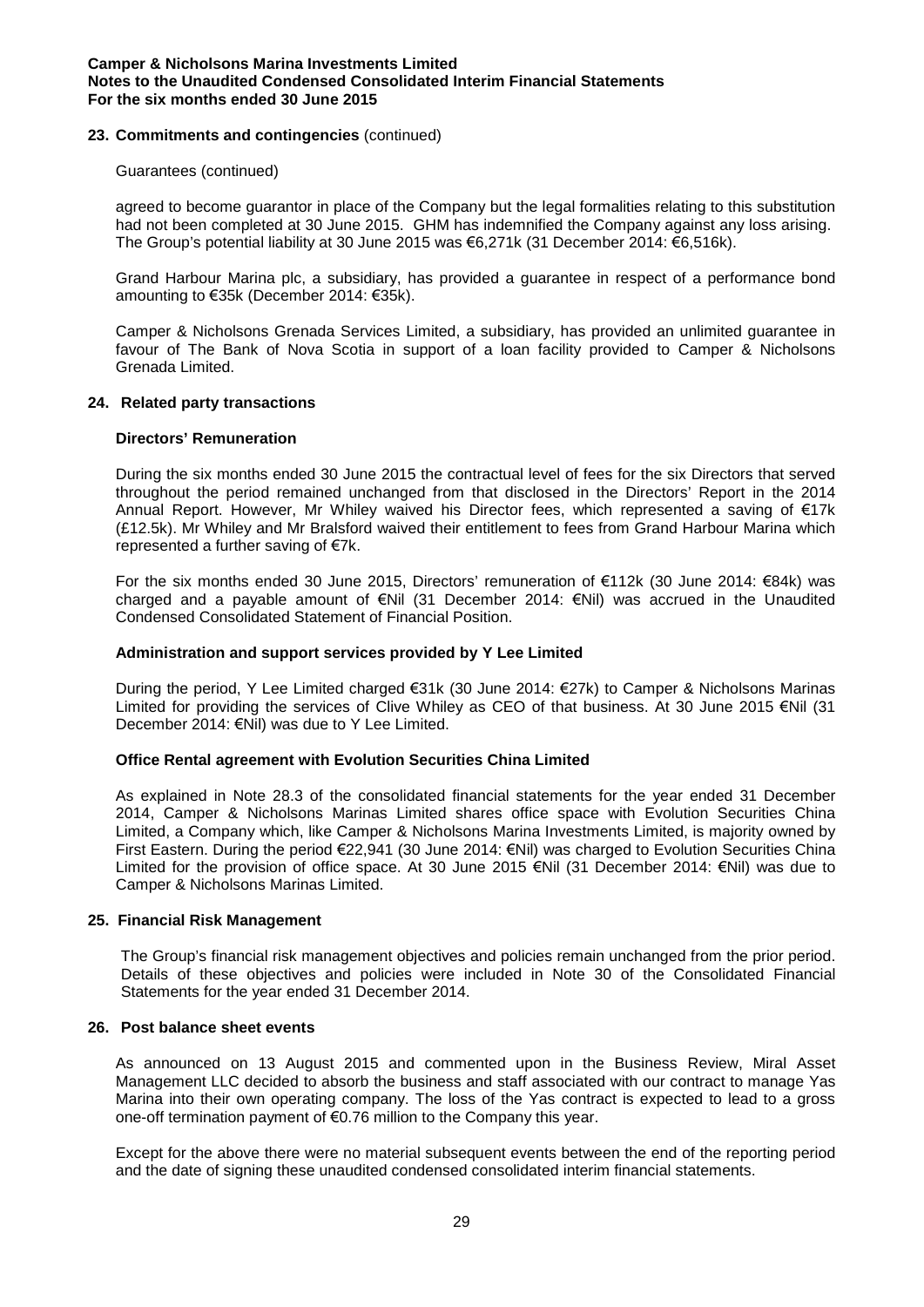## 23. Commitments and contingencies (continued)

Guarantees (continued)

agreed to become guarantor in place of the Company but the legal formalities relating to this substitution had not been completed at 30 June 2015. GHM has indemnified the Company against any loss arising. The Group's potential liability at 30 June 2015 was €6,271k (31 December 2014: €6,516k).

Grand Harbour Marina plc, a subsidiary, has provided a guarantee in respect of a performance bond amounting to €35k (December 2014: €35k).

Camper & Nicholsons Grenada Services Limited, a subsidiary, has provided an unlimited guarantee in favour of The Bank of Nova Scotia in support of a loan facility provided to Camper & Nicholsons Grenada Limited.

## 24. Related party transactions

### Directors' Remuneration

During the six months ended 30 June 2015 the contractual level of fees for the six Directors that served throughout the period remained unchanged from that disclosed in the Directors' Report in the 2014 Annual Report. However, Mr Whiley waived his Director fees, which represented a saving of €17k (£12.5k). Mr Whiley and Mr Bralsford waived their entitlement to fees from Grand Harbour Marina which represented a further saving of €7k.

For the six months ended 30 June 2015, Directors' remuneration of €112k (30 June 2014: €84k) was charged and a payable amount of €Nil (31 December 2014: €Nil) was accrued in the Unaudited Condensed Consolidated Statement of Financial Position.

### Administration and support services provided by Y Lee Limited

During the period, Y Lee Limited charged €31k (30 June 2014: €27k) to Camper & Nicholsons Marinas Limited for providing the services of Clive Whiley as CEO of that business. At 30 June 2015 €Nil (31 December 2014: €Nil) was due to Y Lee Limited.

### Office Rental agreement with Evolution Securities China Limited

As explained in Note 28.3 of the consolidated financial statements for the year ended 31 December 2014, Camper & Nicholsons Marinas Limited shares office space with Evolution Securities China Limited, a Company which, like Camper & Nicholsons Marina Investments Limited, is majority owned by First Eastern. During the period €22,941 (30 June 2014: €Nil) was charged to Evolution Securities China Limited for the provision of office space. At 30 June 2015 €Nil (31 December 2014: €Nil) was due to Camper & Nicholsons Marinas Limited.

## 25. Financial Risk Management

The Group's financial risk management objectives and policies remain unchanged from the prior period. Details of these objectives and policies were included in Note 30 of the Consolidated Financial Statements for the year ended 31 December 2014.

## 26. Post balance sheet events

As announced on 13 August 2015 and commented upon in the Business Review, Miral Asset Management LLC decided to absorb the business and staff associated with our contract to manage Yas Marina into their own operating company. The loss of the Yas contract is expected to lead to a gross one-off termination payment of €0.76 million to the Company this year.

Except for the above there were no material subsequent events between the end of the reporting period and the date of signing these unaudited condensed consolidated interim financial statements.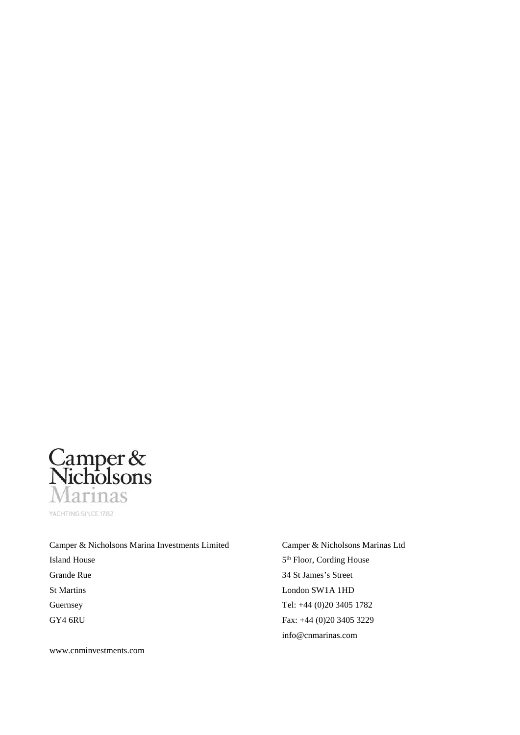Camper & Nicholsons Marinas

YACHTING SINCE 1782

Camper & Nicholsons Marina Investments Limited
Island House
Grande Rue
St Martins
Guernsey
GY4 6RU

www.cnminvestments.com

Camper & Nicholsons Marinas Ltd
5th Floor, Cording House
34 St James's Street
London SW1A 1HD
Tel: +44 (0)20 3405 1782
Fax: +44 (0)20 3405 3229
info@cnmarinas.com